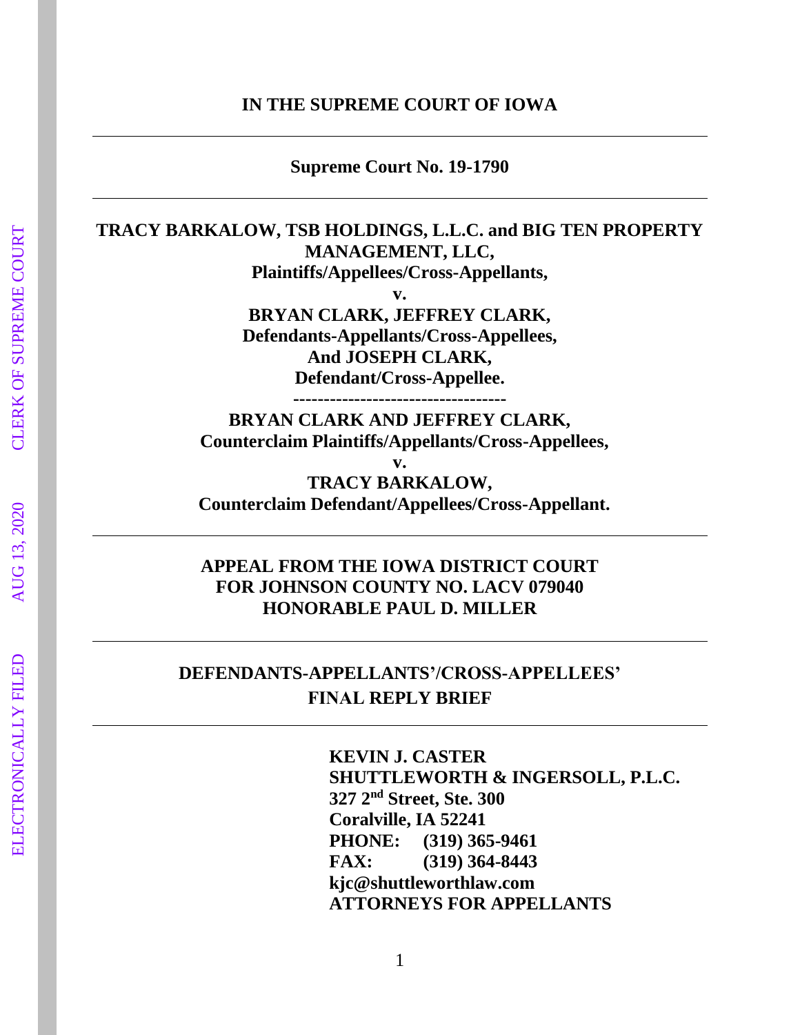**IN THE SUPREME COURT OF IOWA**

---

**Supreme Court No. 19-1790**

---

**TRACY BARKALOW, TSB HOLDINGS, L.L.C. and BIG TEN PROPERTY MANAGEMENT, LLC,**
**Plaintiffs/Appellees/Cross-Appellants,**

**v.**

**BRYAN CLARK, JEFFREY CLARK,**
**Defendants-Appellants/Cross-Appellees,**
**And JOSEPH CLARK,**
**Defendant/Cross-Appellee.**

**-----------------------------------**

**BRYAN CLARK AND JEFFREY CLARK,**
**Counterclaim Plaintiffs/Appellants/Cross-Appellees,**

**v.**

**TRACY BARKALOW,**
**Counterclaim Defendant/Appellees/Cross-Appellant.**

---

**APPEAL FROM THE IOWA DISTRICT COURT FOR JOHNSON COUNTY NO. LACV 079040**
**HONORABLE PAUL D. MILLER**

---

**DEFENDANTS-APPELLANTS'/CROSS-APPELLEES' FINAL REPLY BRIEF**

---

**KEVIN J. CASTER**
**SHUTTLEWORTH & INGERSOLL, P.L.C.**
**327 2nd Street, Ste. 300**
**Coralville, IA 52241**
**PHONE: (319) 365-9461**
**FAX: (319) 364-8443**
**kjc@shuttleworthlaw.com**
**ATTORNEYS FOR APPELLANTS**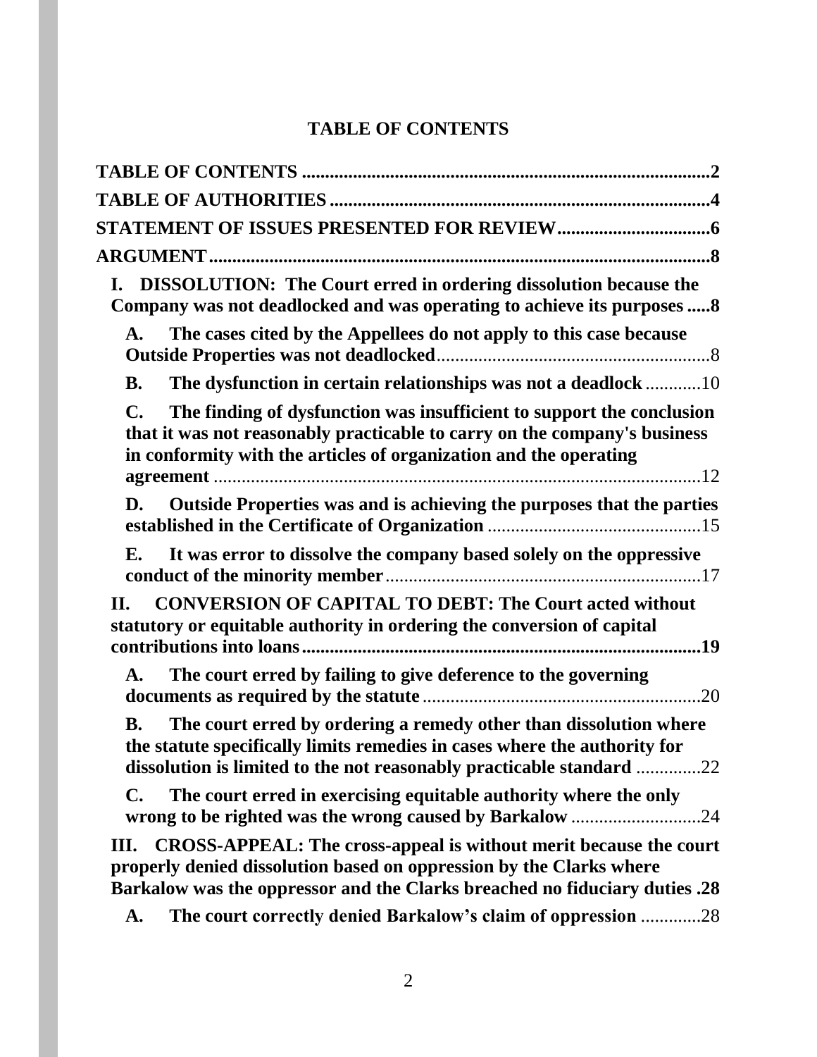# TABLE OF CONTENTS

**TABLE OF CONTENTS** .......... **2**

**TABLE OF AUTHORITIES** .......... **4**

**STATEMENT OF ISSUES PRESENTED FOR REVIEW** .......... **6**

**ARGUMENT** .......... **8**

**I. DISSOLUTION: The Court erred in ordering dissolution because the Company was not deadlocked and was operating to achieve its purposes** .......... **8**

**A. The cases cited by the Appellees do not apply to this case because Outside Properties was not deadlocked** .......... 8

**B. The dysfunction in certain relationships was not a deadlock** .......... 10

**C. The finding of dysfunction was insufficient to support the conclusion that it was not reasonably practicable to carry on the company's business in conformity with the articles of organization and the operating agreement** .......... 12

**D. Outside Properties was and is achieving the purposes that the parties established in the Certificate of Organization** .......... 15

**E. It was error to dissolve the company based solely on the oppressive conduct of the minority member** .......... 17

**II. CONVERSION OF CAPITAL TO DEBT: The Court acted without statutory or equitable authority in ordering the conversion of capital contributions into loans** .......... **19**

**A. The court erred by failing to give deference to the governing documents as required by the statute** .......... 20

**B. The court erred by ordering a remedy other than dissolution where the statute specifically limits remedies in cases where the authority for dissolution is limited to the not reasonably practicable standard** .......... 22

**C. The court erred in exercising equitable authority where the only wrong to be righted was the wrong caused by Barkalow** .......... 24

**III. CROSS-APPEAL: The cross-appeal is without merit because the court properly denied dissolution based on oppression by the Clarks where Barkalow was the oppressor and the Clarks breached no fiduciary duties** .......... **28**

**A. The court correctly denied Barkalow's claim of oppression** .......... 28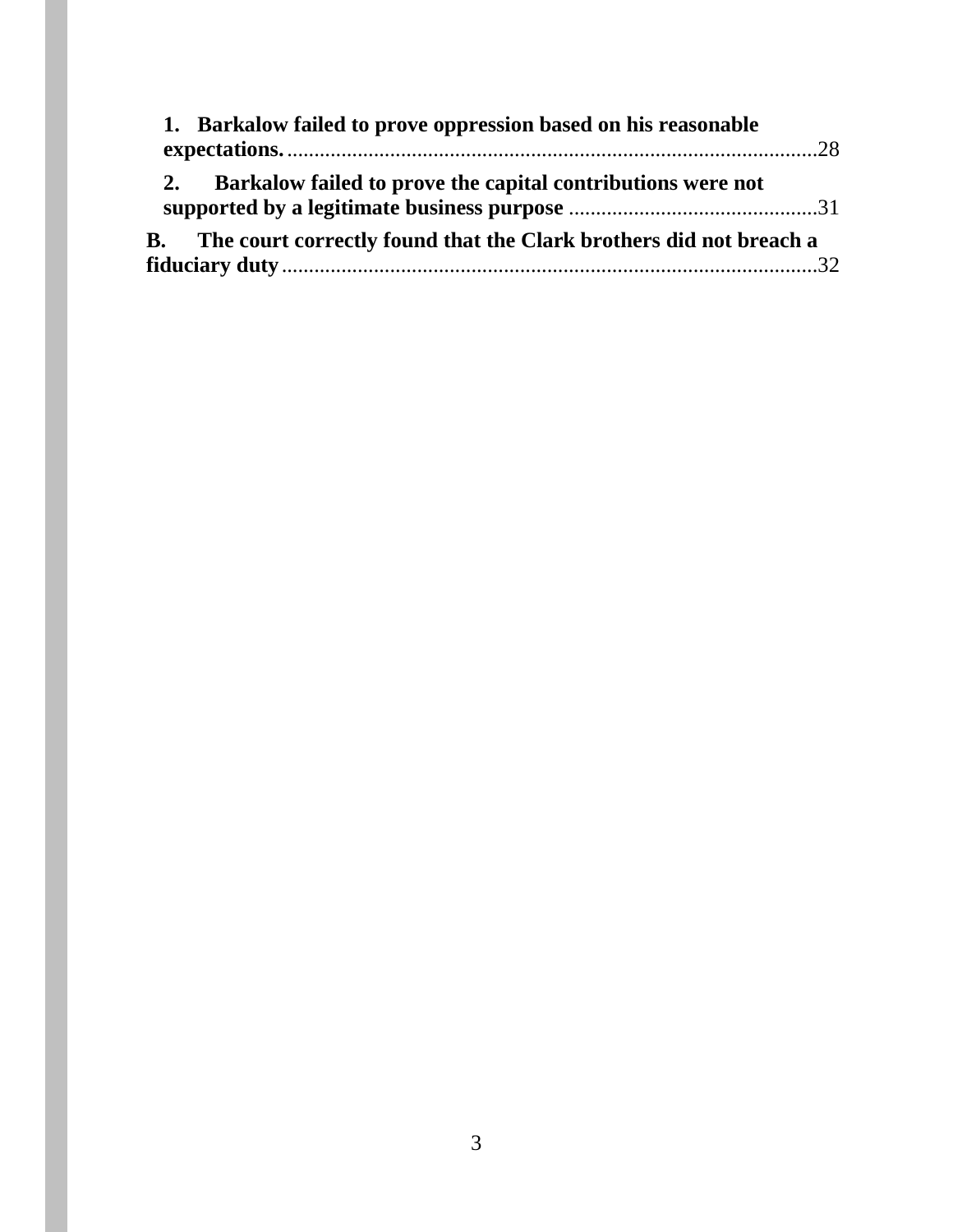**1. Barkalow failed to prove oppression based on his reasonable expectations.** ................................................................................................28

**2. Barkalow failed to prove the capital contributions were not supported by a legitimate business purpose** .............................................31

**B. The court correctly found that the Clark brothers did not breach a fiduciary duty** ...................................................................................................32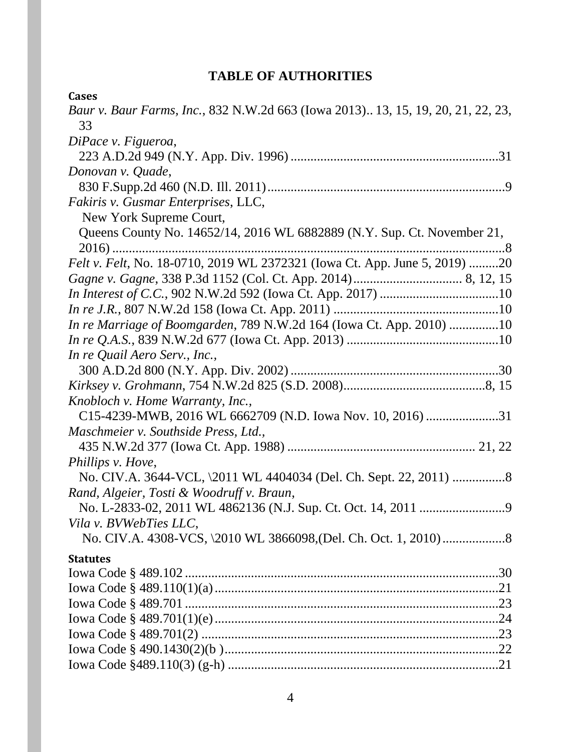# TABLE OF AUTHORITIES

**Cases**

*Baur v. Baur Farms, Inc.*, 832 N.W.2d 663 (Iowa 2013).. 13, 15, 19, 20, 21, 22, 23, 33

*DiPace v. Figueroa*,
223 A.D.2d 949 (N.Y. App. Div. 1996) ..............................................................31

*Donovan v. Quade*,
830 F.Supp.2d 460 (N.D. Ill. 2011).......................................................................9

*Fakiris v. Gusmar Enterprises*, LLC,
New York Supreme Court,
Queens County No. 14652/14, 2016 WL 6882889 (N.Y. Sup. Ct. November 21, 2016) .........................................................................................................................8

*Felt v. Felt*, No. 18-0710, 2019 WL 2372321 (Iowa Ct. App. June 5, 2019) .........20

*Gagne v. Gagne*, 338 P.3d 1152 (Col. Ct. App. 2014)................................ 8, 12, 15

*In Interest of C.C.*, 902 N.W.2d 592 (Iowa Ct. App. 2017) ....................................10

*In re J.R.*, 807 N.W.2d 158 (Iowa Ct. App. 2011) .................................................10

*In re Marriage of Boomgarden*, 789 N.W.2d 164 (Iowa Ct. App. 2010) ..............10

*In re Q.A.S.*, 839 N.W.2d 677 (Iowa Ct. App. 2013) ..............................................10

*In re Quail Aero Serv., Inc.*,
300 A.D.2d 800 (N.Y. App. Div. 2002) ..............................................................30

*Kirksey v. Grohmann*, 754 N.W.2d 825 (S.D. 2008)...........................................8, 15

*Knobloch v. Home Warranty, Inc.*,
C15-4239-MWB, 2016 WL 6662709 (N.D. Iowa Nov. 10, 2016) .....................31

*Maschmeier v. Southside Press, Ltd.*,
435 N.W.2d 377 (Iowa Ct. App. 1988) ........................................................ 21, 22

*Phillips v. Hove*,
No. CIV.A. 3644-VCL, \2011 WL 4404034 (Del. Ch. Sept. 22, 2011) ................8

*Rand, Algeier, Tosti & Woodruff v. Braun*,
No. L-2833-02, 2011 WL 4862136 (N.J. Sup. Ct. Oct. 14, 2011 ..........................9

*Vila v. BVWebTies LLC*,
No. CIV.A. 4308-VCS, \2010 WL 3866098,(Del. Ch. Oct. 1, 2010)...................8

**Statutes**

Iowa Code § 489.102 ...............................................................................................30
Iowa Code § 489.110(1)(a).......................................................................................21
Iowa Code § 489.701 ...............................................................................................23
Iowa Code § 489.701(1)(e).......................................................................................24
Iowa Code § 489.701(2) ...........................................................................................23
Iowa Code § 490.1430(2)(b )....................................................................................22
Iowa Code §489.110(3) (g-h) ..................................................................................21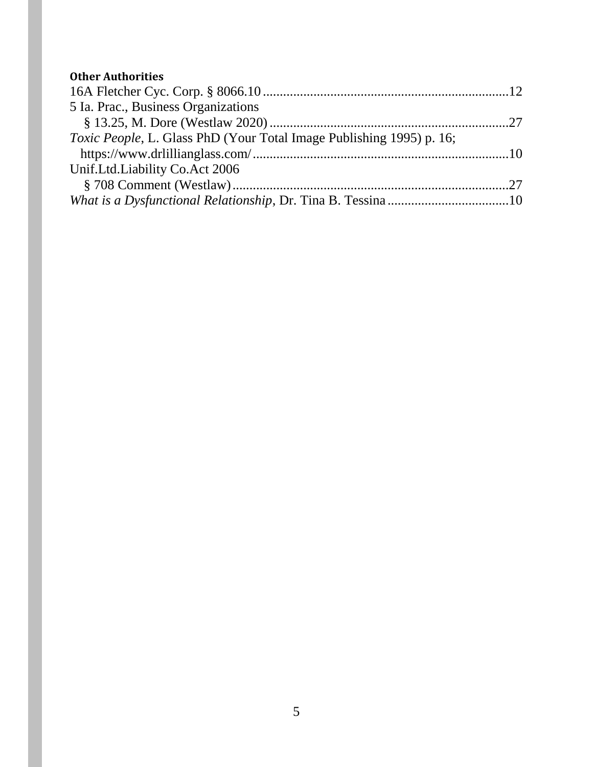**Other Authorities**

16A Fletcher Cyc. Corp. § 8066.10 ........................................................................12

5 Ia. Prac., Business Organizations
§ 13.25, M. Dore (Westlaw 2020) ......................................................................27

*Toxic People*, L. Glass PhD (Your Total Image Publishing 1995) p. 16;
https://www.drlillianglass.com/ ...........................................................................10

Unif.Ltd.Liability Co.Act 2006
§ 708 Comment (Westlaw) ..................................................................................27

*What is a Dysfunctional Relationship*, Dr. Tina B. Tessina ...................................10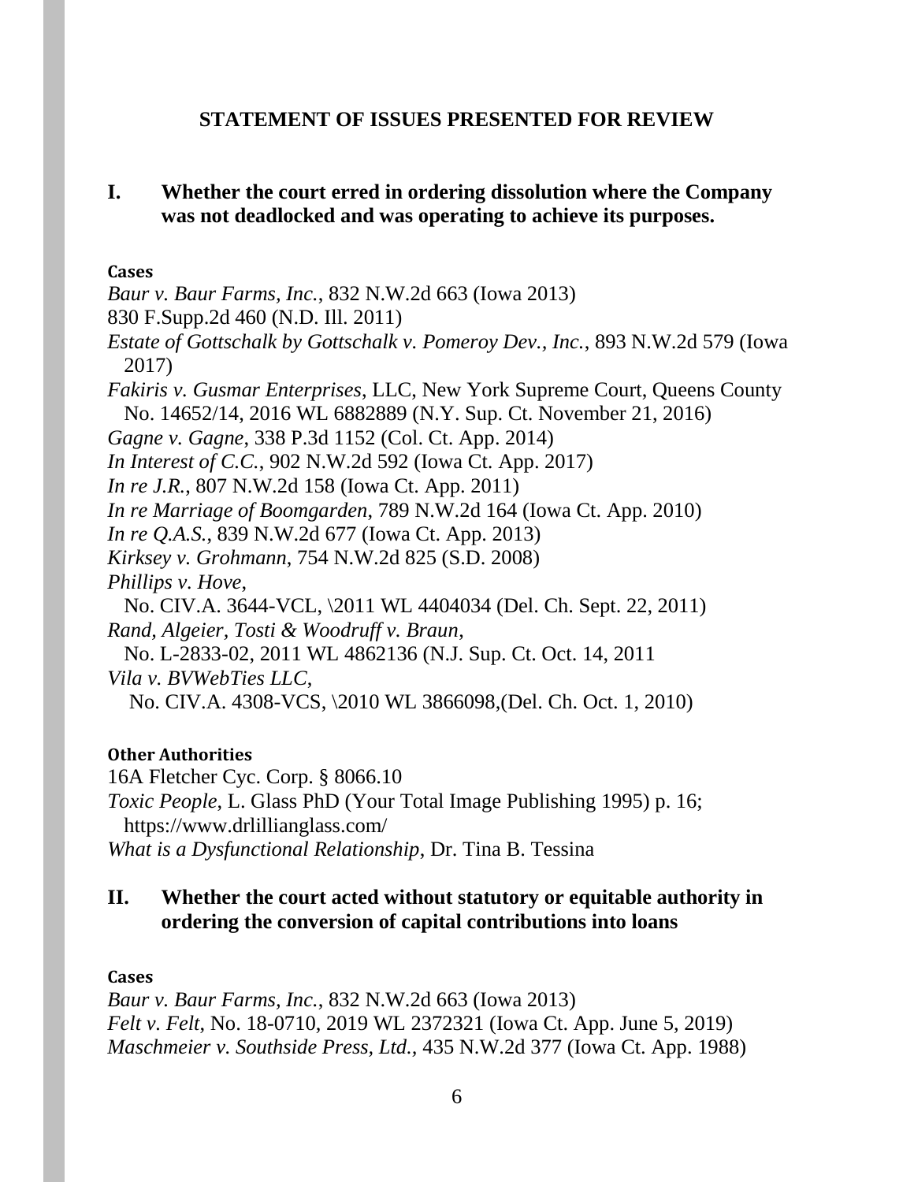## STATEMENT OF ISSUES PRESENTED FOR REVIEW

### I. Whether the court erred in ordering dissolution where the Company was not deadlocked and was operating to achieve its purposes.

**Cases**

*Baur v. Baur Farms, Inc.*, 832 N.W.2d 663 (Iowa 2013)
830 F.Supp.2d 460 (N.D. Ill. 2011)
*Estate of Gottschalk by Gottschalk v. Pomeroy Dev., Inc.*, 893 N.W.2d 579 (Iowa 2017)
*Fakiris v. Gusmar Enterprises*, LLC, New York Supreme Court, Queens County No. 14652/14, 2016 WL 6882889 (N.Y. Sup. Ct. November 21, 2016)
*Gagne v. Gagne*, 338 P.3d 1152 (Col. Ct. App. 2014)
*In Interest of C.C.*, 902 N.W.2d 592 (Iowa Ct. App. 2017)
*In re J.R.*, 807 N.W.2d 158 (Iowa Ct. App. 2011)
*In re Marriage of Boomgarden*, 789 N.W.2d 164 (Iowa Ct. App. 2010)
*In re Q.A.S.*, 839 N.W.2d 677 (Iowa Ct. App. 2013)
*Kirksey v. Grohmann*, 754 N.W.2d 825 (S.D. 2008)
*Phillips v. Hove*,
No. CIV.A. 3644-VCL, \2011 WL 4404034 (Del. Ch. Sept. 22, 2011)
*Rand, Algeier, Tosti & Woodruff v. Braun*,
No. L-2833-02, 2011 WL 4862136 (N.J. Sup. Ct. Oct. 14, 2011
*Vila v. BVWebTies LLC*,
No. CIV.A. 4308-VCS, \2010 WL 3866098,(Del. Ch. Oct. 1, 2010)

**Other Authorities**

16A Fletcher Cyc. Corp. § 8066.10
*Toxic People*, L. Glass PhD (Your Total Image Publishing 1995) p. 16; https://www.drlillianglass.com/
*What is a Dysfunctional Relationship*, Dr. Tina B. Tessina

### II. Whether the court acted without statutory or equitable authority in ordering the conversion of capital contributions into loans

**Cases**

*Baur v. Baur Farms, Inc.*, 832 N.W.2d 663 (Iowa 2013)
*Felt v. Felt*, No. 18-0710, 2019 WL 2372321 (Iowa Ct. App. June 5, 2019)
*Maschmeier v. Southside Press, Ltd.*, 435 N.W.2d 377 (Iowa Ct. App. 1988)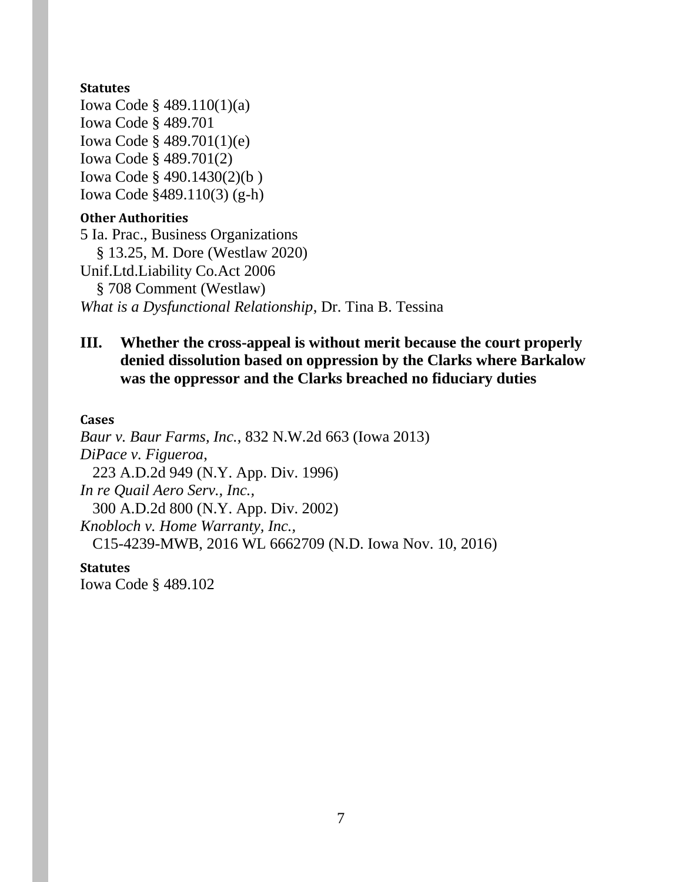**Statutes**

Iowa Code § 489.110(1)(a)
Iowa Code § 489.701
Iowa Code § 489.701(1)(e)
Iowa Code § 489.701(2)
Iowa Code § 490.1430(2)(b )
Iowa Code §489.110(3) (g-h)

**Other Authorities**

5 Ia. Prac., Business Organizations
  § 13.25, M. Dore (Westlaw 2020)
Unif.Ltd.Liability Co.Act 2006
  § 708 Comment (Westlaw)
*What is a Dysfunctional Relationship*, Dr. Tina B. Tessina

## III. Whether the cross-appeal is without merit because the court properly denied dissolution based on oppression by the Clarks where Barkalow was the oppressor and the Clarks breached no fiduciary duties

**Cases**

*Baur v. Baur Farms, Inc.*, 832 N.W.2d 663 (Iowa 2013)
*DiPace v. Figueroa*,
  223 A.D.2d 949 (N.Y. App. Div. 1996)
*In re Quail Aero Serv., Inc.*,
  300 A.D.2d 800 (N.Y. App. Div. 2002)
*Knobloch v. Home Warranty, Inc.*,
  C15-4239-MWB, 2016 WL 6662709 (N.D. Iowa Nov. 10, 2016)

**Statutes**

Iowa Code § 489.102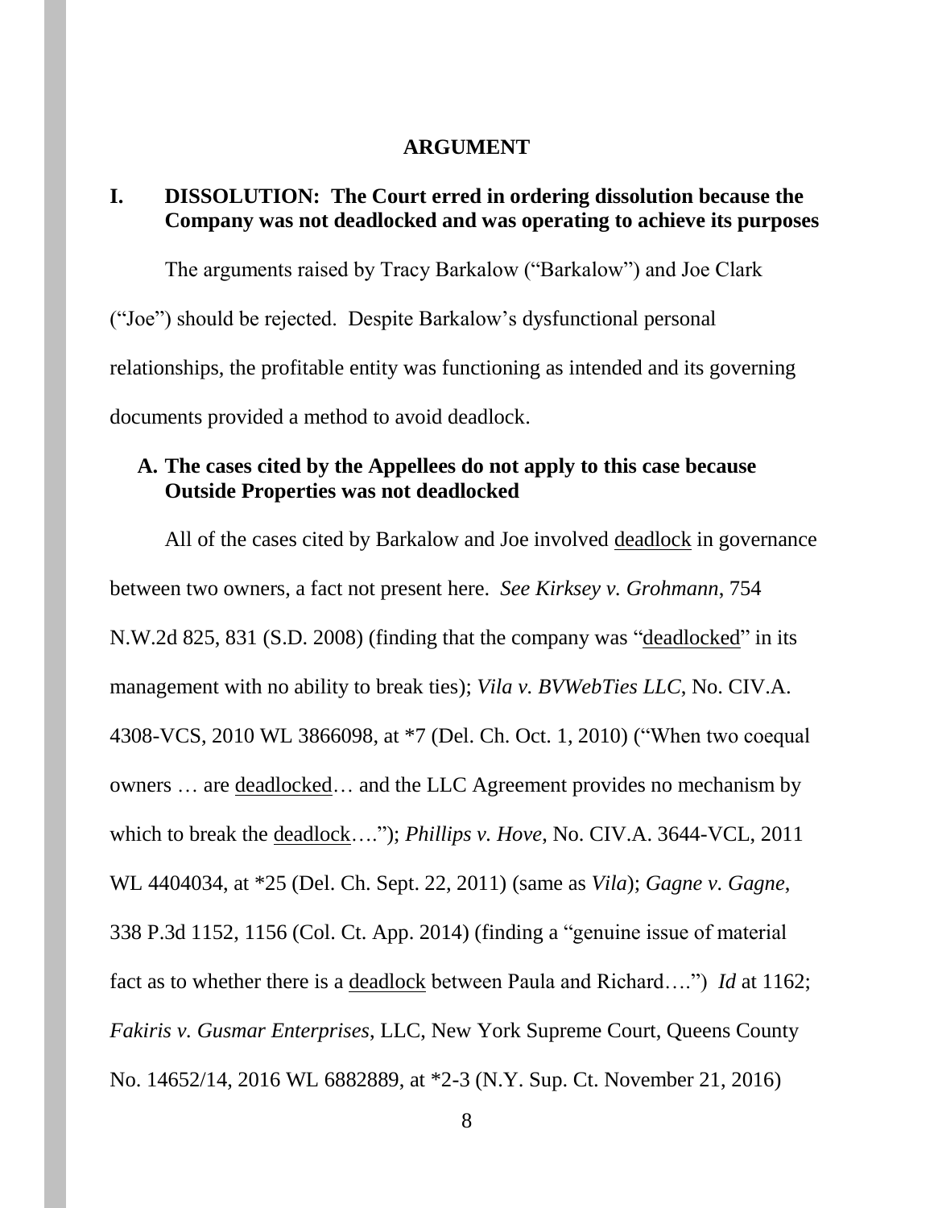# ARGUMENT

## I. DISSOLUTION: The Court erred in ordering dissolution because the Company was not deadlocked and was operating to achieve its purposes

The arguments raised by Tracy Barkalow ("Barkalow") and Joe Clark ("Joe") should be rejected. Despite Barkalow's dysfunctional personal relationships, the profitable entity was functioning as intended and its governing documents provided a method to avoid deadlock.

### A. The cases cited by the Appellees do not apply to this case because Outside Properties was not deadlocked

All of the cases cited by Barkalow and Joe involved <u>deadlock</u> in governance between two owners, a fact not present here. *See Kirksey v. Grohmann*, 754 N.W.2d 825, 831 (S.D. 2008) (finding that the company was "<u>deadlocked</u>" in its management with no ability to break ties); *Vila v. BVWebTies LLC*, No. CIV.A. 4308-VCS, 2010 WL 3866098, at *7 (Del. Ch. Oct. 1, 2010) ("When two coequal owners … are <u>deadlocked</u>… and the LLC Agreement provides no mechanism by which to break the <u>deadlock</u>…."); *Phillips v. Hove*, No. CIV.A. 3644-VCL, 2011 WL 4404034, at *25 (Del. Ch. Sept. 22, 2011) (same as *Vila*); *Gagne v. Gagne*, 338 P.3d 1152, 1156 (Col. Ct. App. 2014) (finding a "genuine issue of material fact as to whether there is a <u>deadlock</u> between Paula and Richard….") *Id* at 1162; *Fakiris v. Gusmar Enterprises*, LLC, New York Supreme Court, Queens County No. 14652/14, 2016 WL 6882889, at *2-3 (N.Y. Sup. Ct. November 21, 2016)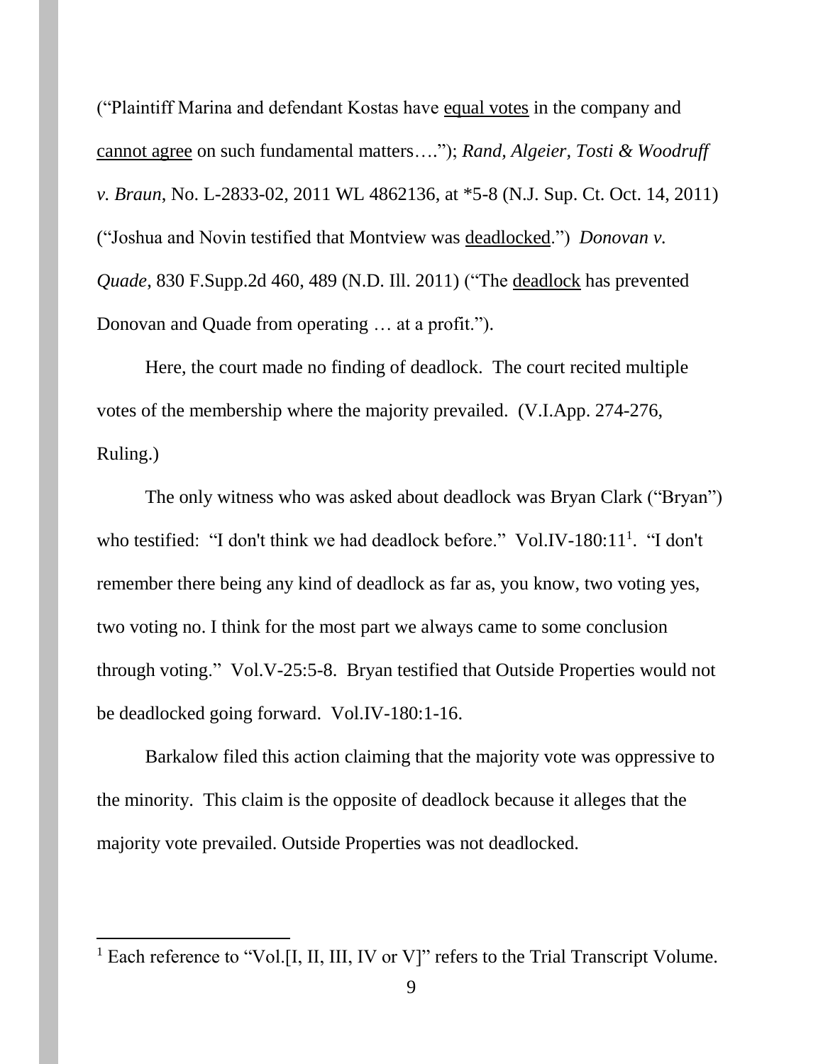("Plaintiff Marina and defendant Kostas have equal votes in the company and cannot agree on such fundamental matters…."); *Rand, Algeier, Tosti & Woodruff v. Braun*, No. L-2833-02, 2011 WL 4862136, at *5-8 (N.J. Sup. Ct. Oct. 14, 2011) ("Joshua and Novin testified that Montview was deadlocked.") *Donovan v. Quade*, 830 F.Supp.2d 460, 489 (N.D. Ill. 2011) ("The deadlock has prevented Donovan and Quade from operating … at a profit.").

Here, the court made no finding of deadlock. The court recited multiple votes of the membership where the majority prevailed. (V.I.App. 274-276, Ruling.)

The only witness who was asked about deadlock was Bryan Clark ("Bryan") who testified: "I don't think we had deadlock before." Vol.IV-180:11[1]. "I don't remember there being any kind of deadlock as far as, you know, two voting yes, two voting no. I think for the most part we always came to some conclusion through voting." Vol.V-25:5-8. Bryan testified that Outside Properties would not be deadlocked going forward. Vol.IV-180:1-16.

Barkalow filed this action claiming that the majority vote was oppressive to the minority. This claim is the opposite of deadlock because it alleges that the majority vote prevailed. Outside Properties was not deadlocked.

---

[1] Each reference to "Vol.[I, II, III, IV or V]" refers to the Trial Transcript Volume.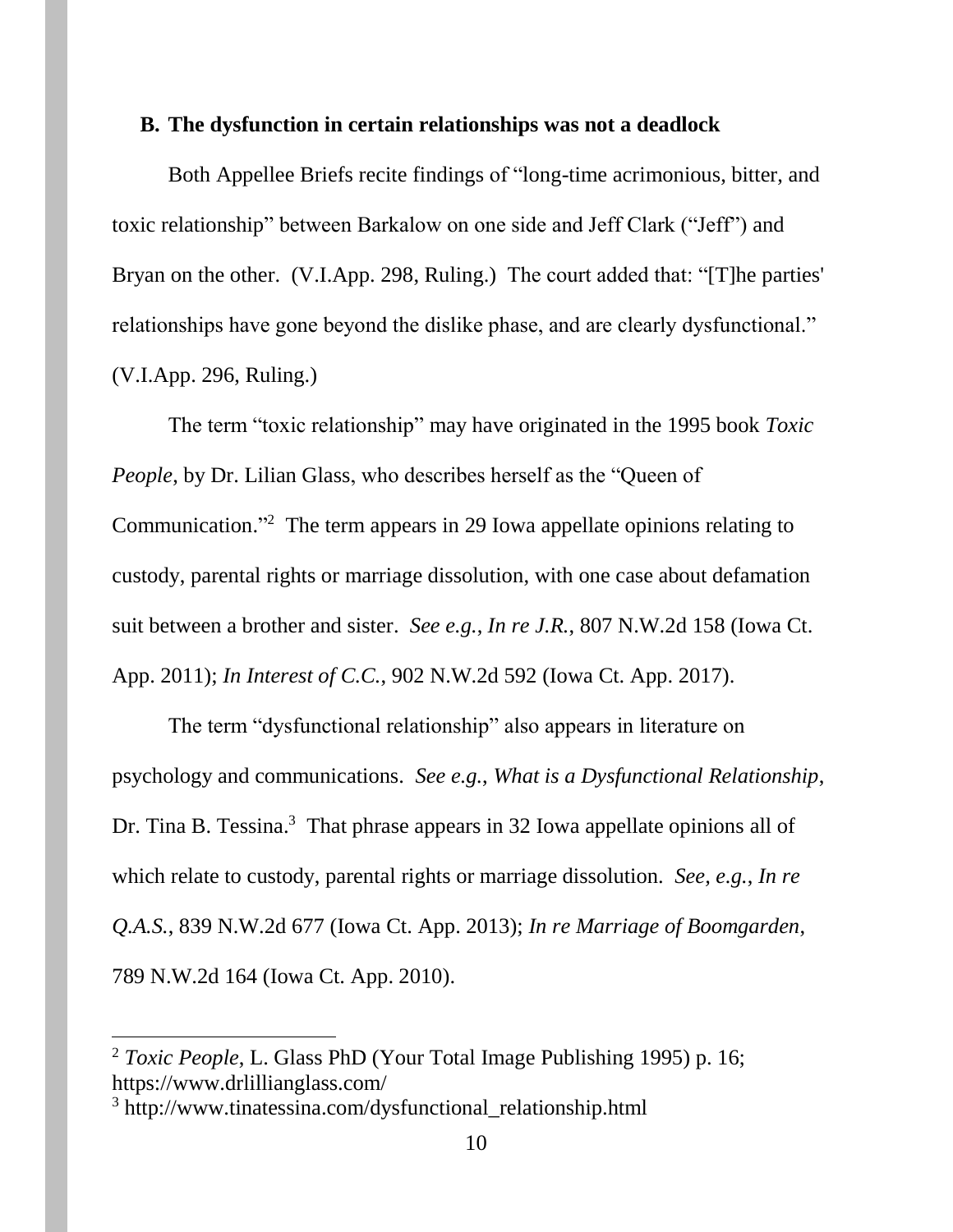### B. The dysfunction in certain relationships was not a deadlock

Both Appellee Briefs recite findings of "long-time acrimonious, bitter, and toxic relationship" between Barkalow on one side and Jeff Clark ("Jeff") and Bryan on the other. (V.I.App. 298, Ruling.) The court added that: "[T]he parties' relationships have gone beyond the dislike phase, and are clearly dysfunctional." (V.I.App. 296, Ruling.)

The term "toxic relationship" may have originated in the 1995 book *Toxic People*, by Dr. Lilian Glass, who describes herself as the "Queen of Communication."[2] The term appears in 29 Iowa appellate opinions relating to custody, parental rights or marriage dissolution, with one case about defamation suit between a brother and sister. *See e.g.*, *In re J.R.*, 807 N.W.2d 158 (Iowa Ct. App. 2011); *In Interest of C.C.*, 902 N.W.2d 592 (Iowa Ct. App. 2017).

The term "dysfunctional relationship" also appears in literature on psychology and communications. *See e.g.*, *What is a Dysfunctional Relationship*, Dr. Tina B. Tessina.[3] That phrase appears in 32 Iowa appellate opinions all of which relate to custody, parental rights or marriage dissolution. *See, e.g.*, *In re Q.A.S.*, 839 N.W.2d 677 (Iowa Ct. App. 2013); *In re Marriage of Boomgarden*, 789 N.W.2d 164 (Iowa Ct. App. 2010).

---

[2] *Toxic People*, L. Glass PhD (Your Total Image Publishing 1995) p. 16; https://www.drlillianglass.com/

[3] http://www.tinatessina.com/dysfunctional_relationship.html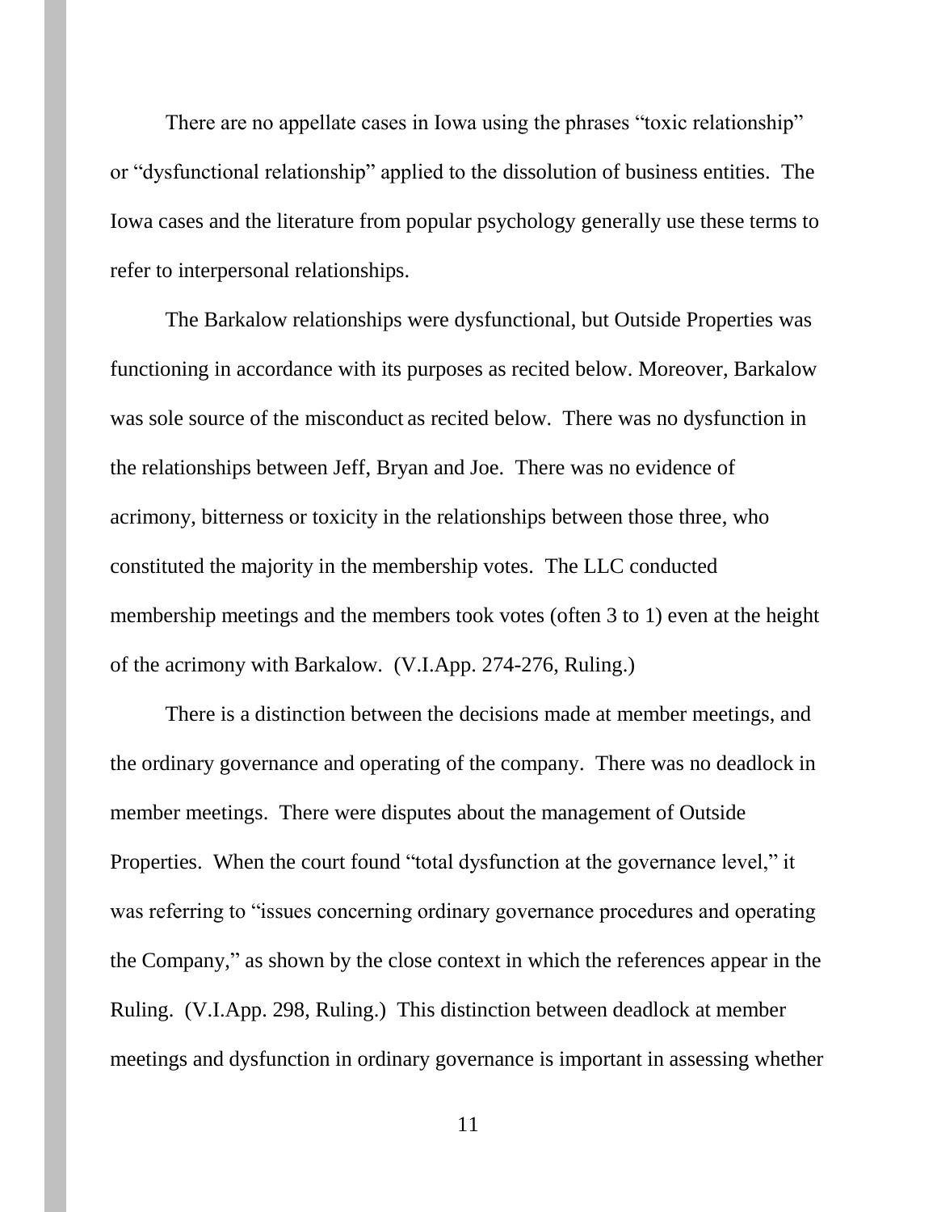There are no appellate cases in Iowa using the phrases “toxic relationship” or “dysfunctional relationship” applied to the dissolution of business entities. The Iowa cases and the literature from popular psychology generally use these terms to refer to interpersonal relationships.

The Barkalow relationships were dysfunctional, but Outside Properties was functioning in accordance with its purposes as recited below. Moreover, Barkalow was sole source of the misconduct as recited below. There was no dysfunction in the relationships between Jeff, Bryan and Joe. There was no evidence of acrimony, bitterness or toxicity in the relationships between those three, who constituted the majority in the membership votes. The LLC conducted membership meetings and the members took votes (often 3 to 1) even at the height of the acrimony with Barkalow. (V.I.App. 274-276, Ruling.)

There is a distinction between the decisions made at member meetings, and the ordinary governance and operating of the company. There was no deadlock in member meetings. There were disputes about the management of Outside Properties. When the court found “total dysfunction at the governance level,” it was referring to “issues concerning ordinary governance procedures and operating the Company,” as shown by the close context in which the references appear in the Ruling. (V.I.App. 298, Ruling.) This distinction between deadlock at member meetings and dysfunction in ordinary governance is important in assessing whether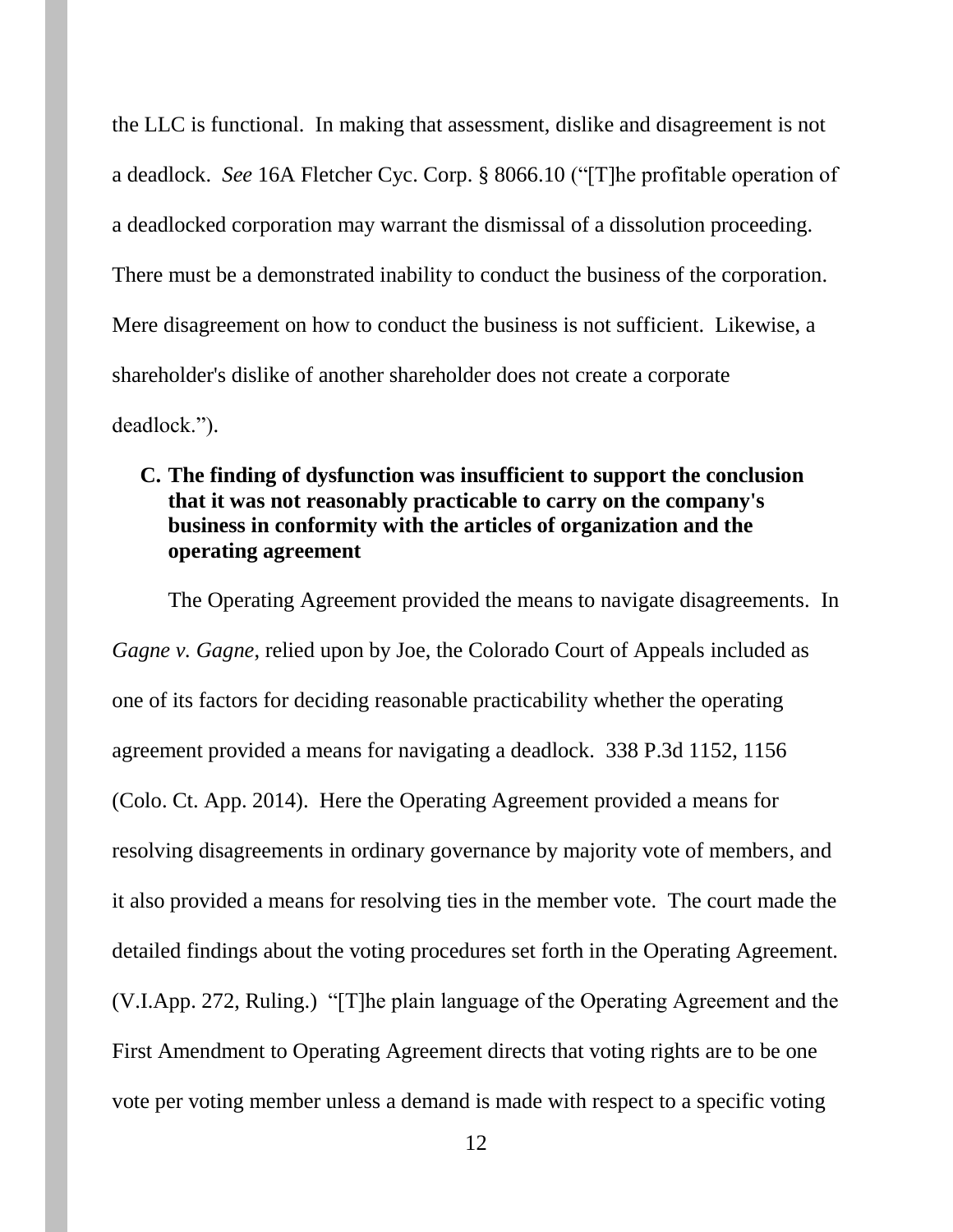the LLC is functional. In making that assessment, dislike and disagreement is not a deadlock. *See* 16A Fletcher Cyc. Corp. § 8066.10 ("[T]he profitable operation of a deadlocked corporation may warrant the dismissal of a dissolution proceeding. There must be a demonstrated inability to conduct the business of the corporation. Mere disagreement on how to conduct the business is not sufficient. Likewise, a shareholder's dislike of another shareholder does not create a corporate deadlock.").

### C. The finding of dysfunction was insufficient to support the conclusion that it was not reasonably practicable to carry on the company's business in conformity with the articles of organization and the operating agreement

The Operating Agreement provided the means to navigate disagreements. In *Gagne v. Gagne*, relied upon by Joe, the Colorado Court of Appeals included as one of its factors for deciding reasonable practicability whether the operating agreement provided a means for navigating a deadlock. 338 P.3d 1152, 1156 (Colo. Ct. App. 2014). Here the Operating Agreement provided a means for resolving disagreements in ordinary governance by majority vote of members, and it also provided a means for resolving ties in the member vote. The court made the detailed findings about the voting procedures set forth in the Operating Agreement. (V.I.App. 272, Ruling.) "[T]he plain language of the Operating Agreement and the First Amendment to Operating Agreement directs that voting rights are to be one vote per voting member unless a demand is made with respect to a specific voting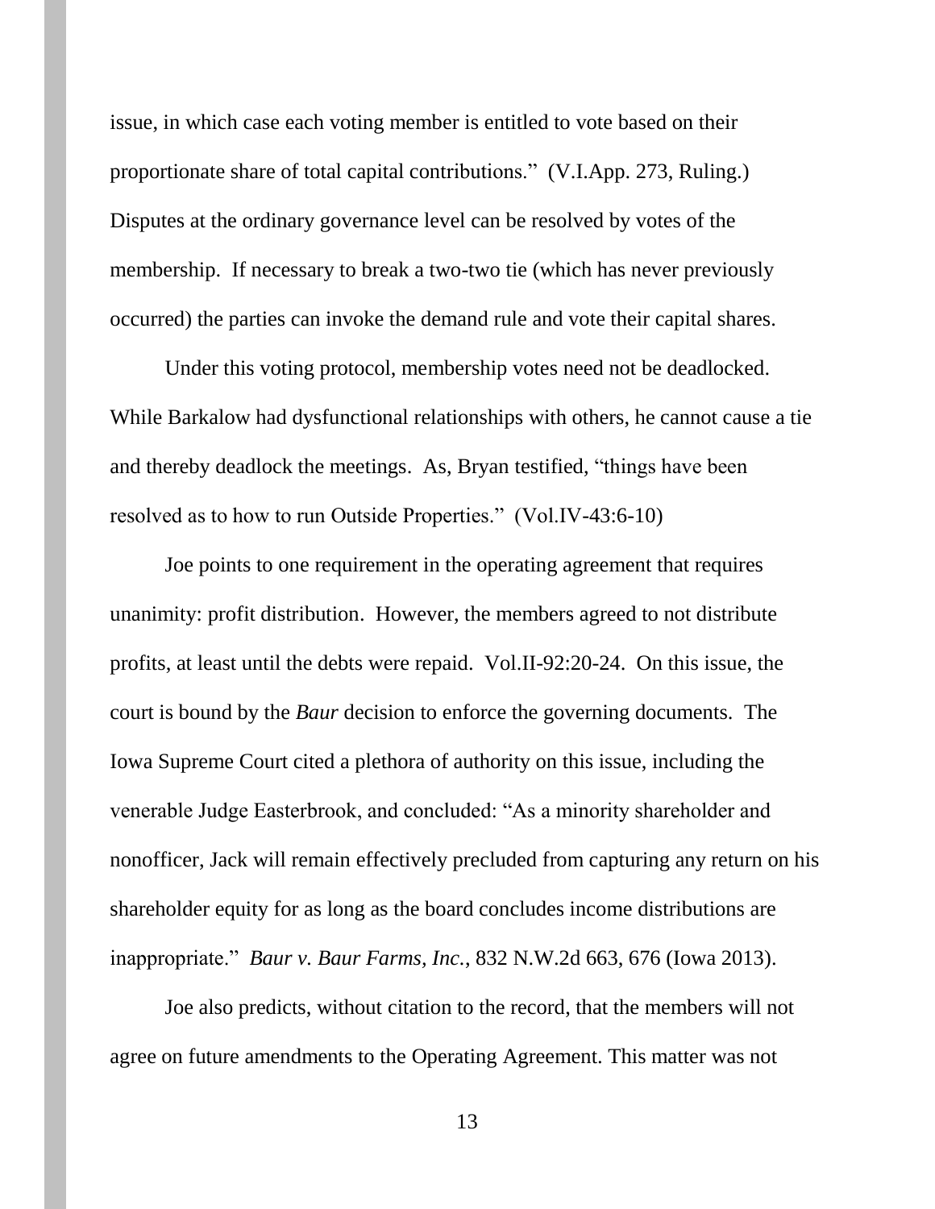issue, in which case each voting member is entitled to vote based on their proportionate share of total capital contributions." (V.I.App. 273, Ruling.) Disputes at the ordinary governance level can be resolved by votes of the membership. If necessary to break a two-two tie (which has never previously occurred) the parties can invoke the demand rule and vote their capital shares.

Under this voting protocol, membership votes need not be deadlocked. While Barkalow had dysfunctional relationships with others, he cannot cause a tie and thereby deadlock the meetings. As, Bryan testified, "things have been resolved as to how to run Outside Properties." (Vol.IV-43:6-10)

Joe points to one requirement in the operating agreement that requires unanimity: profit distribution. However, the members agreed to not distribute profits, at least until the debts were repaid. Vol.II-92:20-24. On this issue, the court is bound by the *Baur* decision to enforce the governing documents. The Iowa Supreme Court cited a plethora of authority on this issue, including the venerable Judge Easterbrook, and concluded: "As a minority shareholder and nonofficer, Jack will remain effectively precluded from capturing any return on his shareholder equity for as long as the board concludes income distributions are inappropriate." *Baur v. Baur Farms, Inc.*, 832 N.W.2d 663, 676 (Iowa 2013).

Joe also predicts, without citation to the record, that the members will not agree on future amendments to the Operating Agreement. This matter was not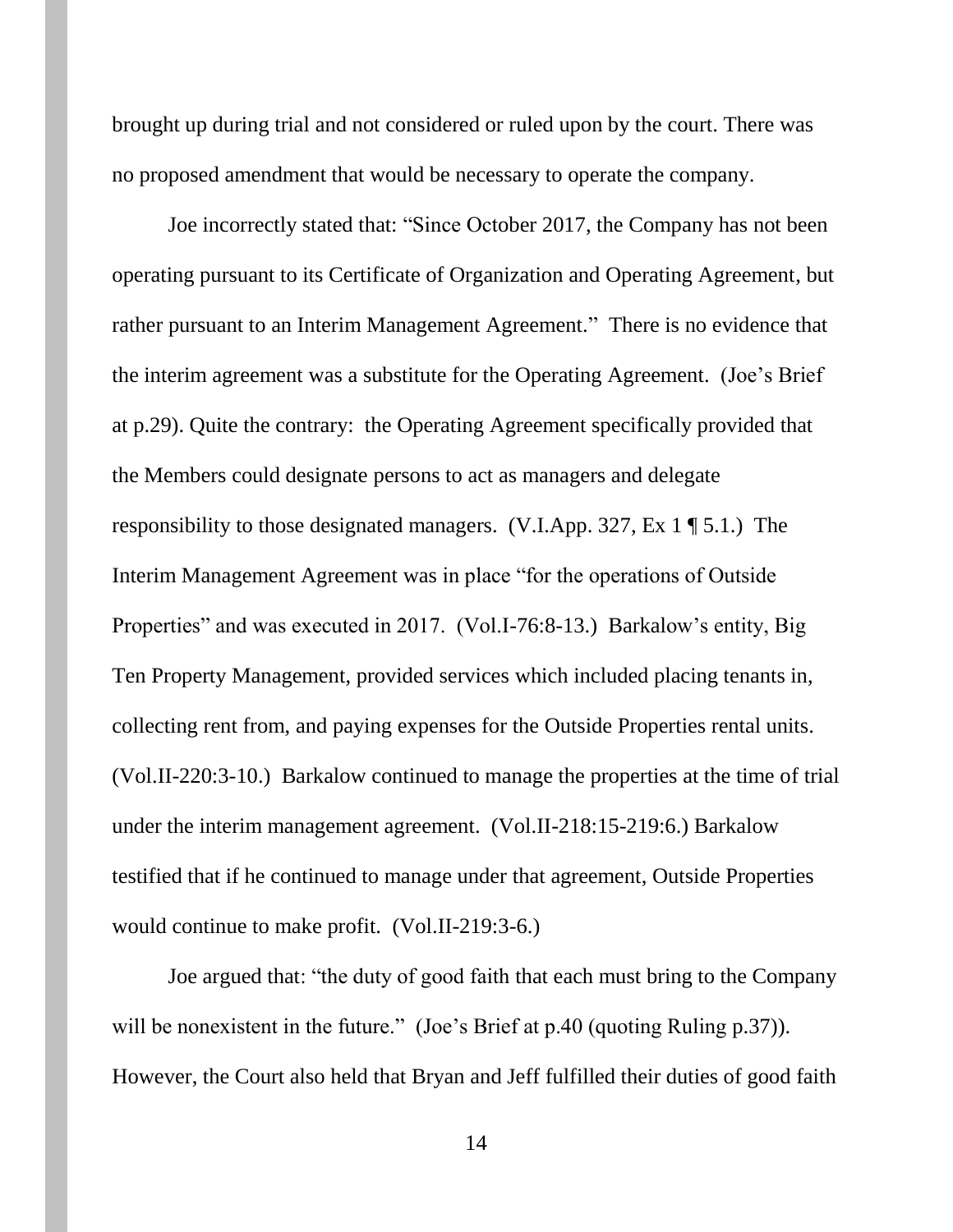brought up during trial and not considered or ruled upon by the court. There was no proposed amendment that would be necessary to operate the company.

Joe incorrectly stated that: "Since October 2017, the Company has not been operating pursuant to its Certificate of Organization and Operating Agreement, but rather pursuant to an Interim Management Agreement." There is no evidence that the interim agreement was a substitute for the Operating Agreement. (Joe's Brief at p.29). Quite the contrary: the Operating Agreement specifically provided that the Members could designate persons to act as managers and delegate responsibility to those designated managers. (V.I.App. 327, Ex 1 ¶ 5.1.) The Interim Management Agreement was in place "for the operations of Outside Properties" and was executed in 2017. (Vol.I-76:8-13.) Barkalow's entity, Big Ten Property Management, provided services which included placing tenants in, collecting rent from, and paying expenses for the Outside Properties rental units. (Vol.II-220:3-10.) Barkalow continued to manage the properties at the time of trial under the interim management agreement. (Vol.II-218:15-219:6.) Barkalow testified that if he continued to manage under that agreement, Outside Properties would continue to make profit. (Vol.II-219:3-6.)

Joe argued that: "the duty of good faith that each must bring to the Company will be nonexistent in the future." (Joe's Brief at p.40 (quoting Ruling p.37)). However, the Court also held that Bryan and Jeff fulfilled their duties of good faith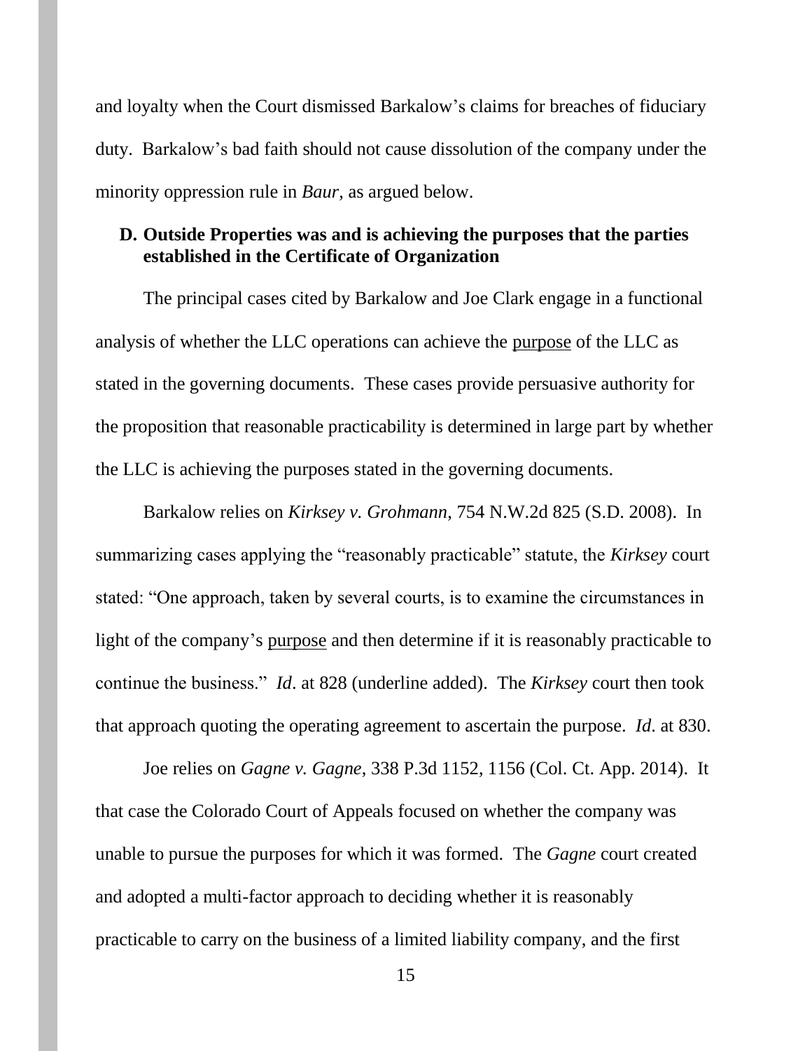and loyalty when the Court dismissed Barkalow's claims for breaches of fiduciary duty. Barkalow's bad faith should not cause dissolution of the company under the minority oppression rule in *Baur*, as argued below.

### D. Outside Properties was and is achieving the purposes that the parties established in the Certificate of Organization

The principal cases cited by Barkalow and Joe Clark engage in a functional analysis of whether the LLC operations can achieve the <u>purpose</u> of the LLC as stated in the governing documents. These cases provide persuasive authority for the proposition that reasonable practicability is determined in large part by whether the LLC is achieving the purposes stated in the governing documents.

Barkalow relies on *Kirksey v. Grohmann*, 754 N.W.2d 825 (S.D. 2008). In summarizing cases applying the "reasonably practicable" statute, the *Kirksey* court stated: "One approach, taken by several courts, is to examine the circumstances in light of the company's <u>purpose</u> and then determine if it is reasonably practicable to continue the business." *Id*. at 828 (underline added). The *Kirksey* court then took that approach quoting the operating agreement to ascertain the purpose. *Id*. at 830.

Joe relies on *Gagne v. Gagne*, 338 P.3d 1152, 1156 (Col. Ct. App. 2014). It that case the Colorado Court of Appeals focused on whether the company was unable to pursue the purposes for which it was formed. The *Gagne* court created and adopted a multi-factor approach to deciding whether it is reasonably practicable to carry on the business of a limited liability company, and the first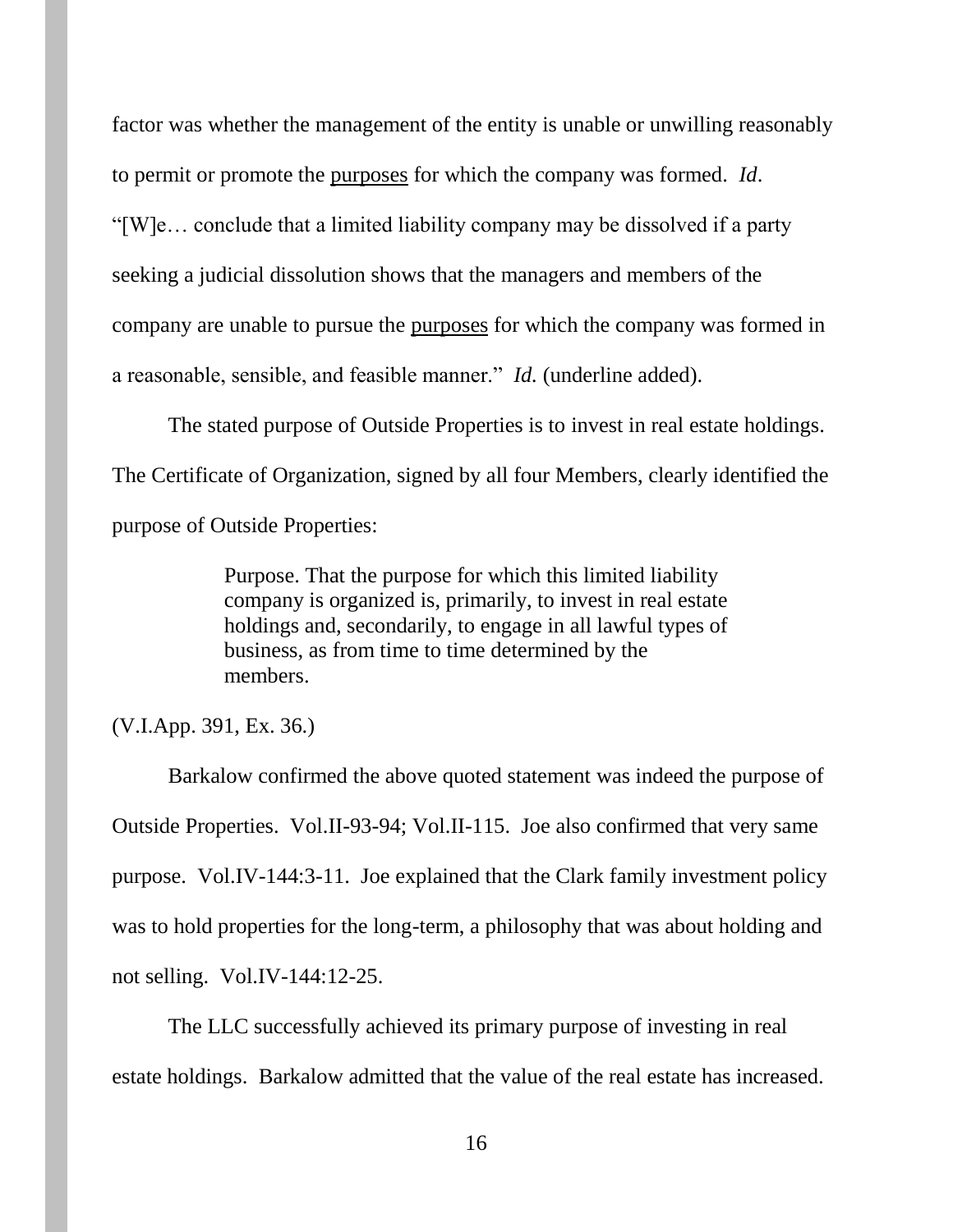factor was whether the management of the entity is unable or unwilling reasonably to permit or promote the <u>purposes</u> for which the company was formed. *Id*. "[W]e… conclude that a limited liability company may be dissolved if a party seeking a judicial dissolution shows that the managers and members of the company are unable to pursue the <u>purposes</u> for which the company was formed in a reasonable, sensible, and feasible manner." *Id.* (underline added).

The stated purpose of Outside Properties is to invest in real estate holdings. The Certificate of Organization, signed by all four Members, clearly identified the purpose of Outside Properties:

> Purpose. That the purpose for which this limited liability company is organized is, primarily, to invest in real estate holdings and, secondarily, to engage in all lawful types of business, as from time to time determined by the members.

(V.I.App. 391, Ex. 36.)

Barkalow confirmed the above quoted statement was indeed the purpose of Outside Properties. Vol.II-93-94; Vol.II-115. Joe also confirmed that very same purpose. Vol.IV-144:3-11. Joe explained that the Clark family investment policy was to hold properties for the long-term, a philosophy that was about holding and not selling. Vol.IV-144:12-25.

The LLC successfully achieved its primary purpose of investing in real estate holdings. Barkalow admitted that the value of the real estate has increased.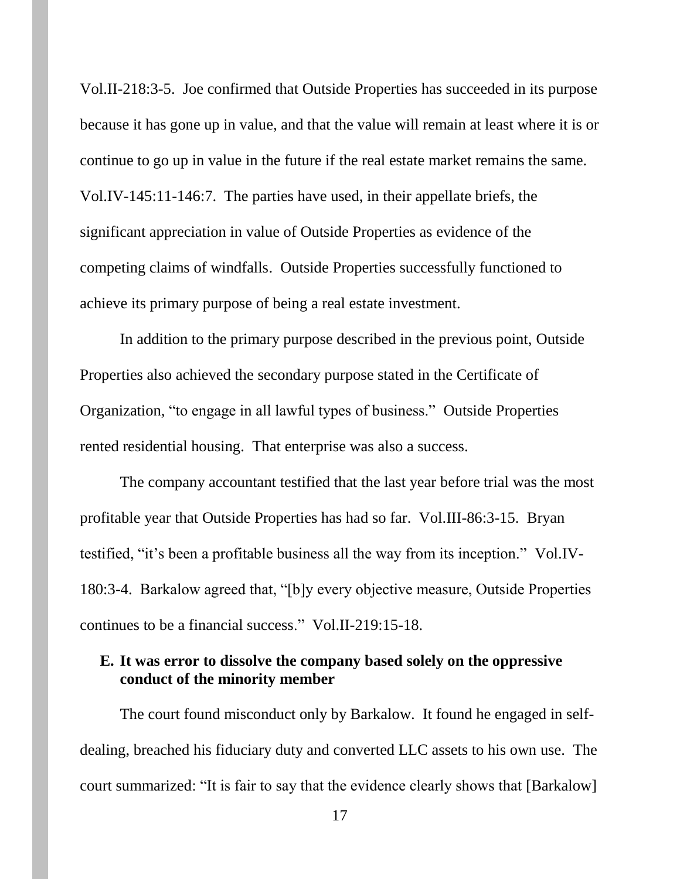Vol.II-218:3-5. Joe confirmed that Outside Properties has succeeded in its purpose because it has gone up in value, and that the value will remain at least where it is or continue to go up in value in the future if the real estate market remains the same. Vol.IV-145:11-146:7. The parties have used, in their appellate briefs, the significant appreciation in value of Outside Properties as evidence of the competing claims of windfalls. Outside Properties successfully functioned to achieve its primary purpose of being a real estate investment.

In addition to the primary purpose described in the previous point, Outside Properties also achieved the secondary purpose stated in the Certificate of Organization, "to engage in all lawful types of business." Outside Properties rented residential housing. That enterprise was also a success.

The company accountant testified that the last year before trial was the most profitable year that Outside Properties has had so far. Vol.III-86:3-15. Bryan testified, "it's been a profitable business all the way from its inception." Vol.IV-180:3-4. Barkalow agreed that, "[b]y every objective measure, Outside Properties continues to be a financial success." Vol.II-219:15-18.

### E. It was error to dissolve the company based solely on the oppressive conduct of the minority member

The court found misconduct only by Barkalow. It found he engaged in self-dealing, breached his fiduciary duty and converted LLC assets to his own use. The court summarized: "It is fair to say that the evidence clearly shows that [Barkalow]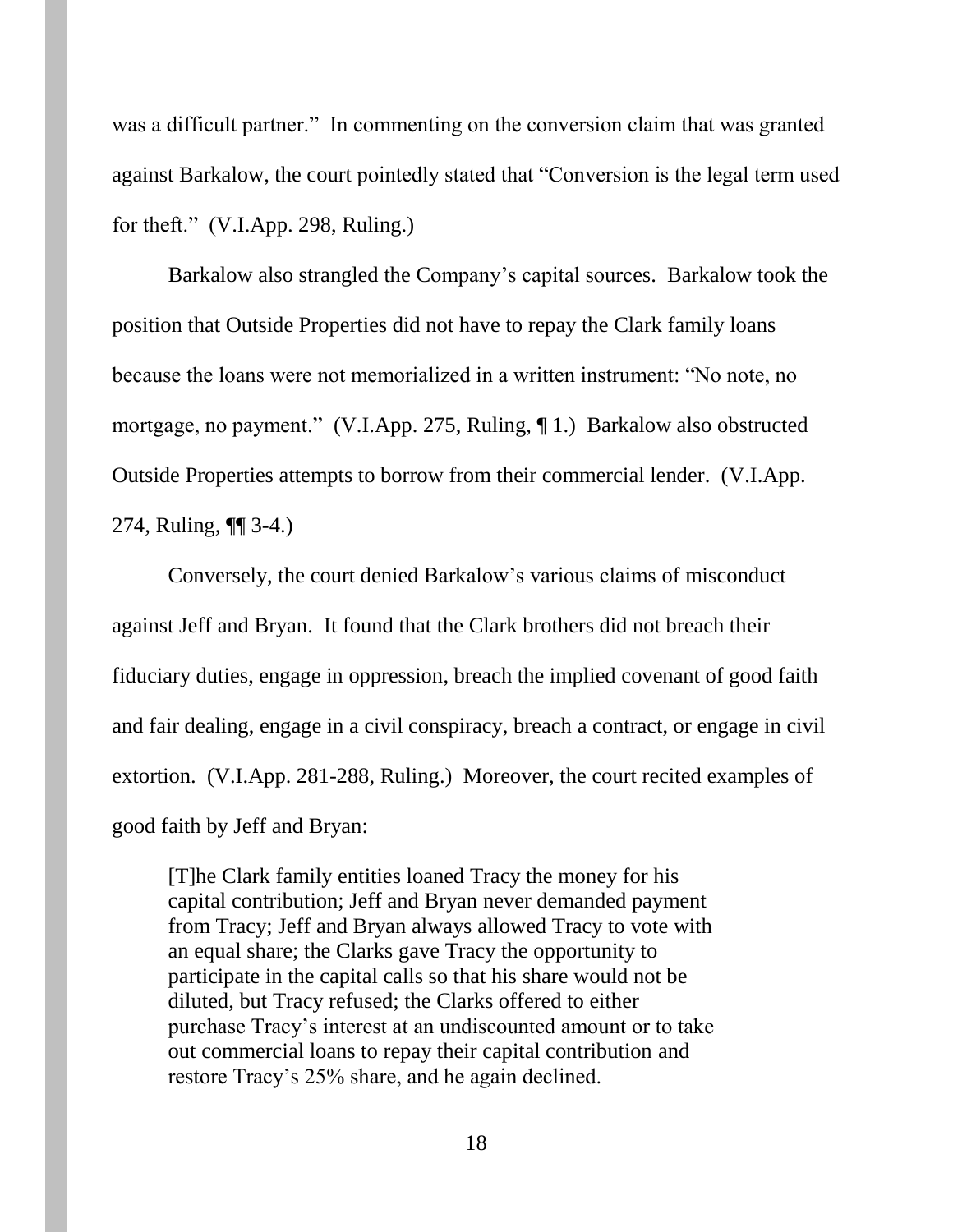was a difficult partner." In commenting on the conversion claim that was granted against Barkalow, the court pointedly stated that "Conversion is the legal term used for theft." (V.I.App. 298, Ruling.)

Barkalow also strangled the Company's capital sources. Barkalow took the position that Outside Properties did not have to repay the Clark family loans because the loans were not memorialized in a written instrument: "No note, no mortgage, no payment." (V.I.App. 275, Ruling, ¶ 1.) Barkalow also obstructed Outside Properties attempts to borrow from their commercial lender. (V.I.App. 274, Ruling, ¶¶ 3-4.)

Conversely, the court denied Barkalow's various claims of misconduct against Jeff and Bryan. It found that the Clark brothers did not breach their fiduciary duties, engage in oppression, breach the implied covenant of good faith and fair dealing, engage in a civil conspiracy, breach a contract, or engage in civil extortion. (V.I.App. 281-288, Ruling.) Moreover, the court recited examples of good faith by Jeff and Bryan:

> [T]he Clark family entities loaned Tracy the money for his capital contribution; Jeff and Bryan never demanded payment from Tracy; Jeff and Bryan always allowed Tracy to vote with an equal share; the Clarks gave Tracy the opportunity to participate in the capital calls so that his share would not be diluted, but Tracy refused; the Clarks offered to either purchase Tracy's interest at an undiscounted amount or to take out commercial loans to repay their capital contribution and restore Tracy's 25% share, and he again declined.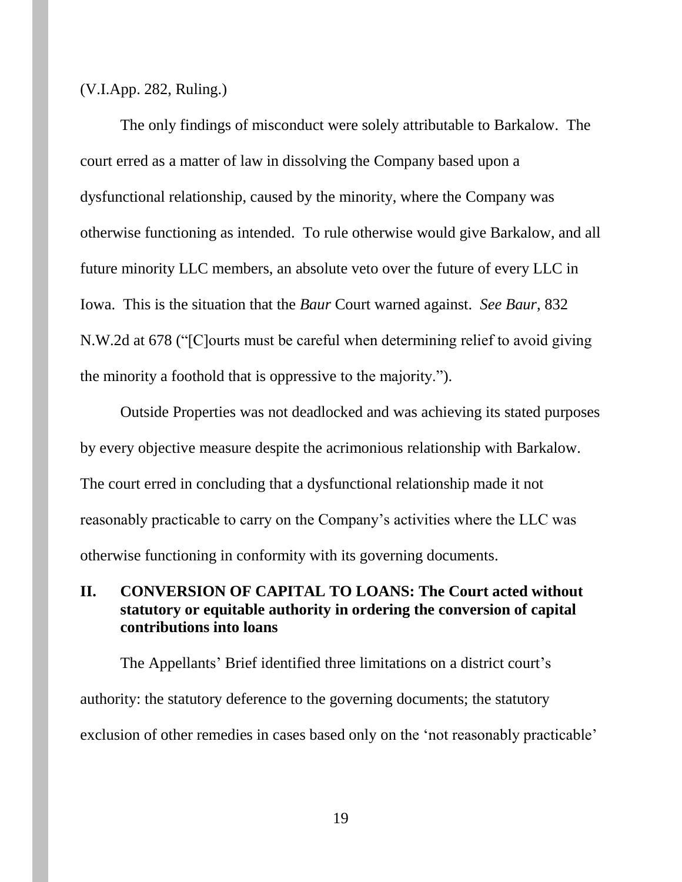(V.I.App. 282, Ruling.)

The only findings of misconduct were solely attributable to Barkalow. The court erred as a matter of law in dissolving the Company based upon a dysfunctional relationship, caused by the minority, where the Company was otherwise functioning as intended. To rule otherwise would give Barkalow, and all future minority LLC members, an absolute veto over the future of every LLC in Iowa. This is the situation that the *Baur* Court warned against. *See Baur*, 832 N.W.2d at 678 ("[C]ourts must be careful when determining relief to avoid giving the minority a foothold that is oppressive to the majority.").

Outside Properties was not deadlocked and was achieving its stated purposes by every objective measure despite the acrimonious relationship with Barkalow. The court erred in concluding that a dysfunctional relationship made it not reasonably practicable to carry on the Company's activities where the LLC was otherwise functioning in conformity with its governing documents.

## II. CONVERSION OF CAPITAL TO LOANS: The Court acted without statutory or equitable authority in ordering the conversion of capital contributions into loans

The Appellants' Brief identified three limitations on a district court's authority: the statutory deference to the governing documents; the statutory exclusion of other remedies in cases based only on the 'not reasonably practicable'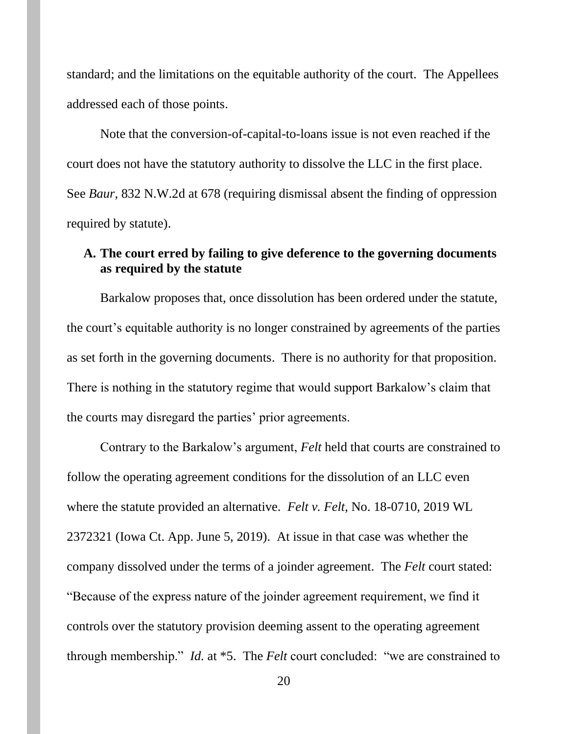standard; and the limitations on the equitable authority of the court. The Appellees addressed each of those points.

Note that the conversion-of-capital-to-loans issue is not even reached if the court does not have the statutory authority to dissolve the LLC in the first place. See *Baur*, 832 N.W.2d at 678 (requiring dismissal absent the finding of oppression required by statute).

### A. The court erred by failing to give deference to the governing documents as required by the statute

Barkalow proposes that, once dissolution has been ordered under the statute, the court's equitable authority is no longer constrained by agreements of the parties as set forth in the governing documents. There is no authority for that proposition. There is nothing in the statutory regime that would support Barkalow's claim that the courts may disregard the parties' prior agreements.

Contrary to the Barkalow's argument, *Felt* held that courts are constrained to follow the operating agreement conditions for the dissolution of an LLC even where the statute provided an alternative. *Felt v. Felt*, No. 18-0710, 2019 WL 2372321 (Iowa Ct. App. June 5, 2019). At issue in that case was whether the company dissolved under the terms of a joinder agreement. The *Felt* court stated: "Because of the express nature of the joinder agreement requirement, we find it controls over the statutory provision deeming assent to the operating agreement through membership." *Id.* at *5. The *Felt* court concluded: "we are constrained to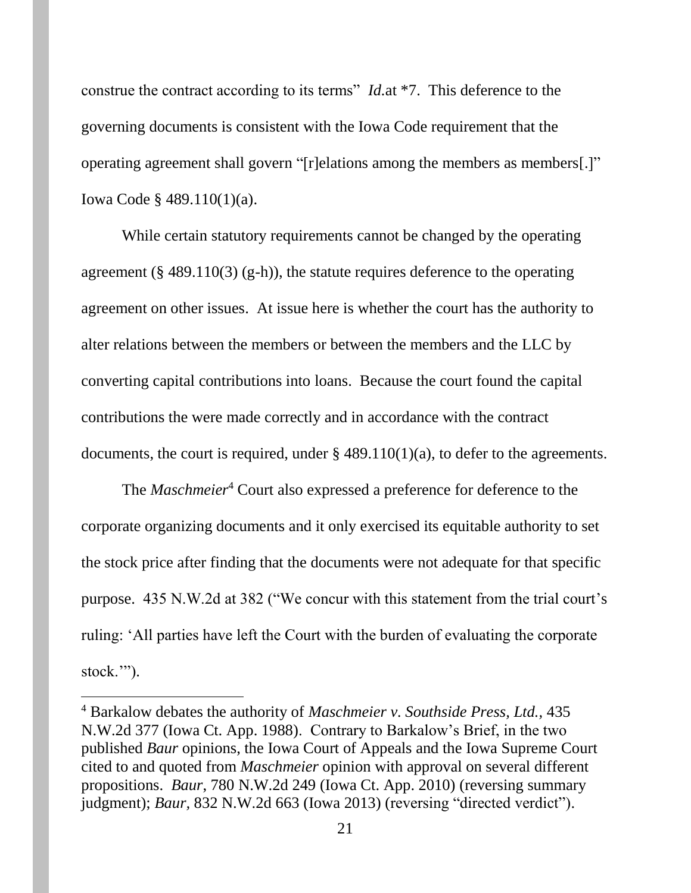construe the contract according to its terms" *Id.*at *7. This deference to the governing documents is consistent with the Iowa Code requirement that the operating agreement shall govern "[r]elations among the members as members[.]" Iowa Code § 489.110(1)(a).

While certain statutory requirements cannot be changed by the operating agreement (§ 489.110(3) (g-h)), the statute requires deference to the operating agreement on other issues. At issue here is whether the court has the authority to alter relations between the members or between the members and the LLC by converting capital contributions into loans. Because the court found the capital contributions the were made correctly and in accordance with the contract documents, the court is required, under § 489.110(1)(a), to defer to the agreements.

The *Maschmeier*[4] Court also expressed a preference for deference to the corporate organizing documents and it only exercised its equitable authority to set the stock price after finding that the documents were not adequate for that specific purpose. 435 N.W.2d at 382 ("We concur with this statement from the trial court's ruling: 'All parties have left the Court with the burden of evaluating the corporate stock.'").

---

[4] Barkalow debates the authority of *Maschmeier v. Southside Press, Ltd.,* 435 N.W.2d 377 (Iowa Ct. App. 1988). Contrary to Barkalow's Brief, in the two published *Baur* opinions, the Iowa Court of Appeals and the Iowa Supreme Court cited to and quoted from *Maschmeier* opinion with approval on several different propositions. *Baur*, 780 N.W.2d 249 (Iowa Ct. App. 2010) (reversing summary judgment); *Baur,* 832 N.W.2d 663 (Iowa 2013) (reversing "directed verdict").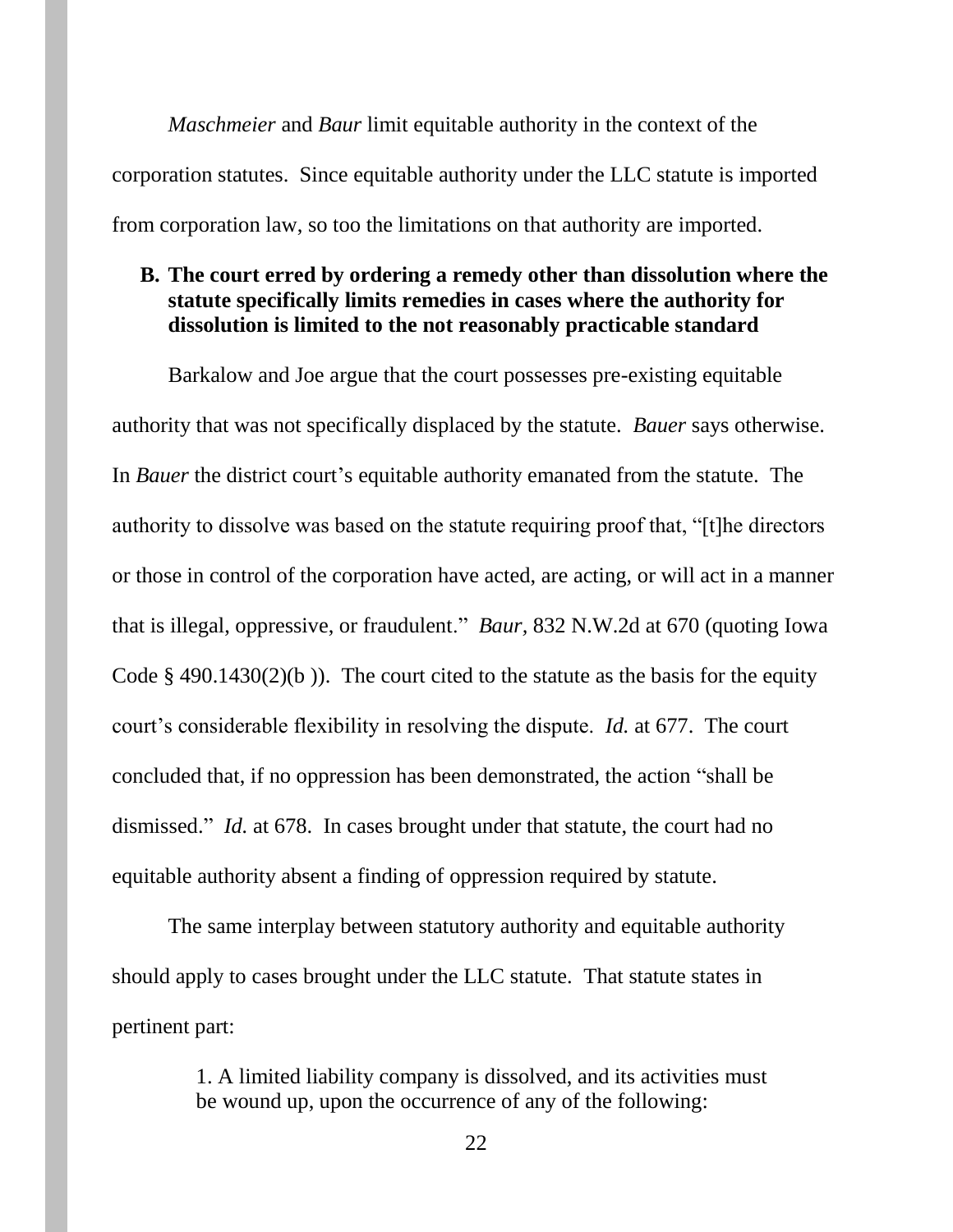*Maschmeier* and *Baur* limit equitable authority in the context of the corporation statutes. Since equitable authority under the LLC statute is imported from corporation law, so too the limitations on that authority are imported.

**B. The court erred by ordering a remedy other than dissolution where the statute specifically limits remedies in cases where the authority for dissolution is limited to the not reasonably practicable standard**

Barkalow and Joe argue that the court possesses pre-existing equitable authority that was not specifically displaced by the statute. *Bauer* says otherwise. In *Bauer* the district court's equitable authority emanated from the statute. The authority to dissolve was based on the statute requiring proof that, "[t]he directors or those in control of the corporation have acted, are acting, or will act in a manner that is illegal, oppressive, or fraudulent." *Baur,* 832 N.W.2d at 670 (quoting Iowa Code § 490.1430(2)(b )). The court cited to the statute as the basis for the equity court's considerable flexibility in resolving the dispute. *Id.* at 677. The court concluded that, if no oppression has been demonstrated, the action "shall be dismissed." *Id.* at 678. In cases brought under that statute, the court had no equitable authority absent a finding of oppression required by statute.

The same interplay between statutory authority and equitable authority should apply to cases brought under the LLC statute. That statute states in pertinent part:

> 1. A limited liability company is dissolved, and its activities must be wound up, upon the occurrence of any of the following: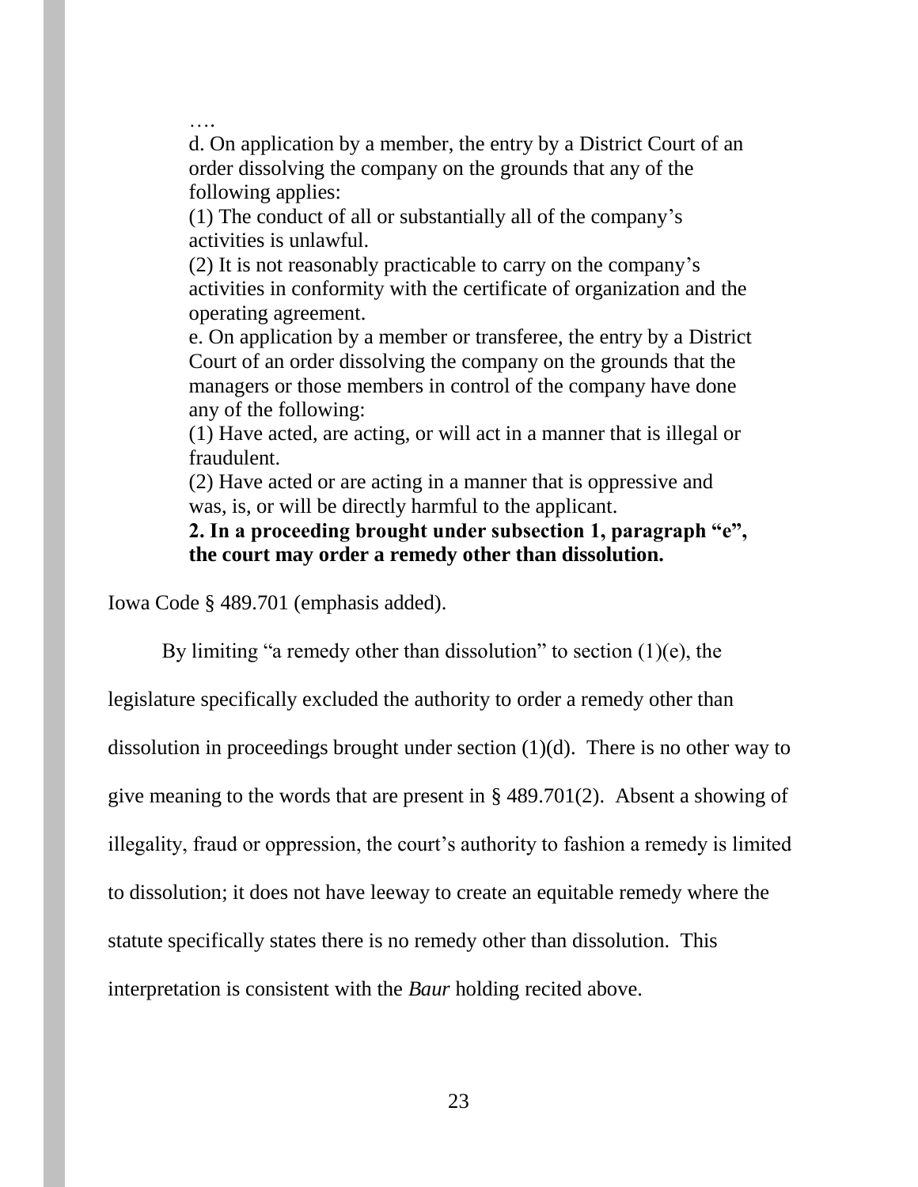> ….
>
> d. On application by a member, the entry by a District Court of an order dissolving the company on the grounds that any of the following applies:
>
> (1) The conduct of all or substantially all of the company's activities is unlawful.
>
> (2) It is not reasonably practicable to carry on the company's activities in conformity with the certificate of organization and the operating agreement.
>
> e. On application by a member or transferee, the entry by a District Court of an order dissolving the company on the grounds that the managers or those members in control of the company have done any of the following:
>
> (1) Have acted, are acting, or will act in a manner that is illegal or fraudulent.
>
> (2) Have acted or are acting in a manner that is oppressive and was, is, or will be directly harmful to the applicant.
>
> **2. In a proceeding brought under subsection 1, paragraph "e", the court may order a remedy other than dissolution.**

Iowa Code § 489.701 (emphasis added).

By limiting "a remedy other than dissolution" to section (1)(e), the legislature specifically excluded the authority to order a remedy other than dissolution in proceedings brought under section (1)(d). There is no other way to give meaning to the words that are present in § 489.701(2). Absent a showing of illegality, fraud or oppression, the court's authority to fashion a remedy is limited to dissolution; it does not have leeway to create an equitable remedy where the statute specifically states there is no remedy other than dissolution. This interpretation is consistent with the *Baur* holding recited above.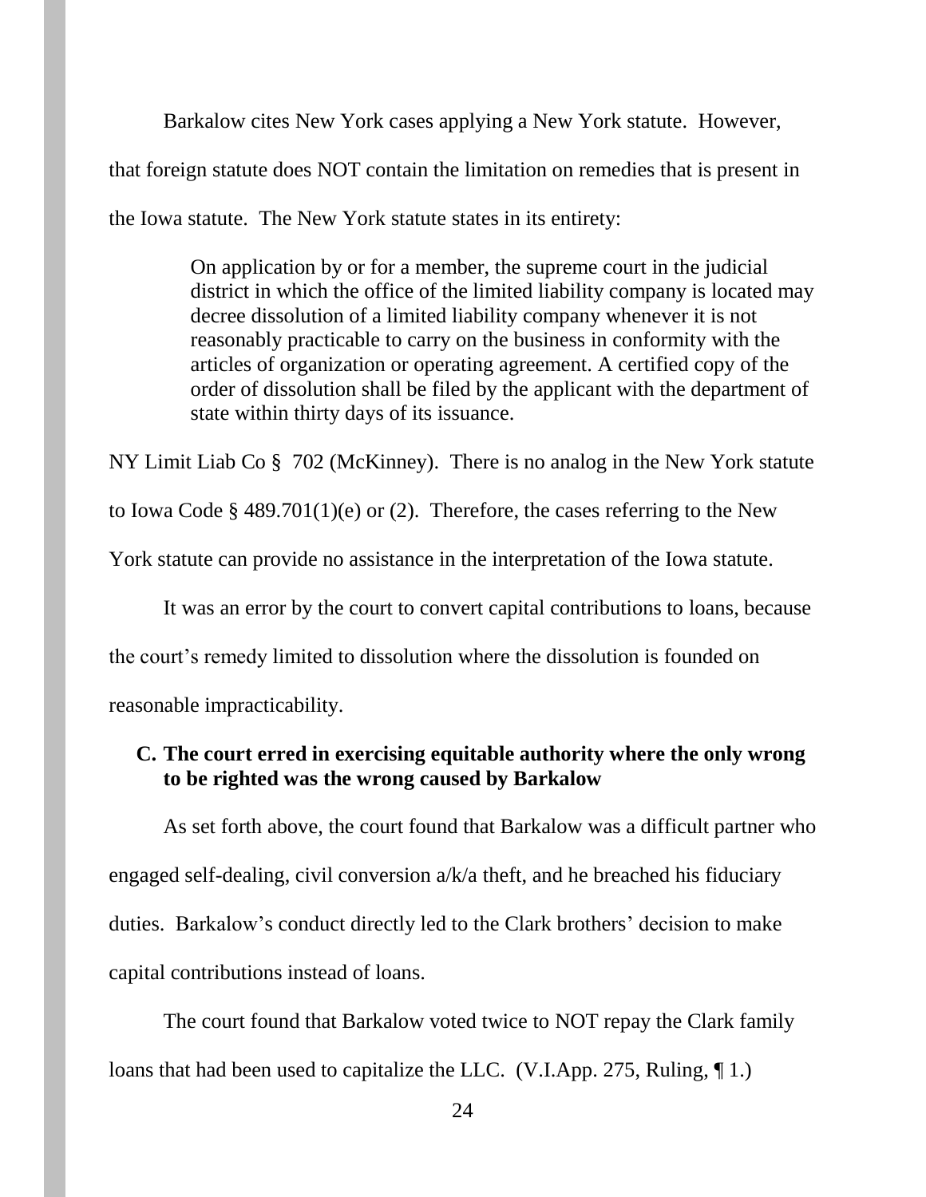Barkalow cites New York cases applying a New York statute. However, that foreign statute does NOT contain the limitation on remedies that is present in the Iowa statute. The New York statute states in its entirety:

> On application by or for a member, the supreme court in the judicial district in which the office of the limited liability company is located may decree dissolution of a limited liability company whenever it is not reasonably practicable to carry on the business in conformity with the articles of organization or operating agreement. A certified copy of the order of dissolution shall be filed by the applicant with the department of state within thirty days of its issuance.

NY Limit Liab Co § 702 (McKinney). There is no analog in the New York statute to Iowa Code § 489.701(1)(e) or (2). Therefore, the cases referring to the New York statute can provide no assistance in the interpretation of the Iowa statute.

It was an error by the court to convert capital contributions to loans, because the court's remedy limited to dissolution where the dissolution is founded on reasonable impracticability.

### C. The court erred in exercising equitable authority where the only wrong to be righted was the wrong caused by Barkalow

As set forth above, the court found that Barkalow was a difficult partner who engaged self-dealing, civil conversion a/k/a theft, and he breached his fiduciary duties. Barkalow's conduct directly led to the Clark brothers' decision to make capital contributions instead of loans.

The court found that Barkalow voted twice to NOT repay the Clark family loans that had been used to capitalize the LLC. (V.I.App. 275, Ruling, ¶ 1.)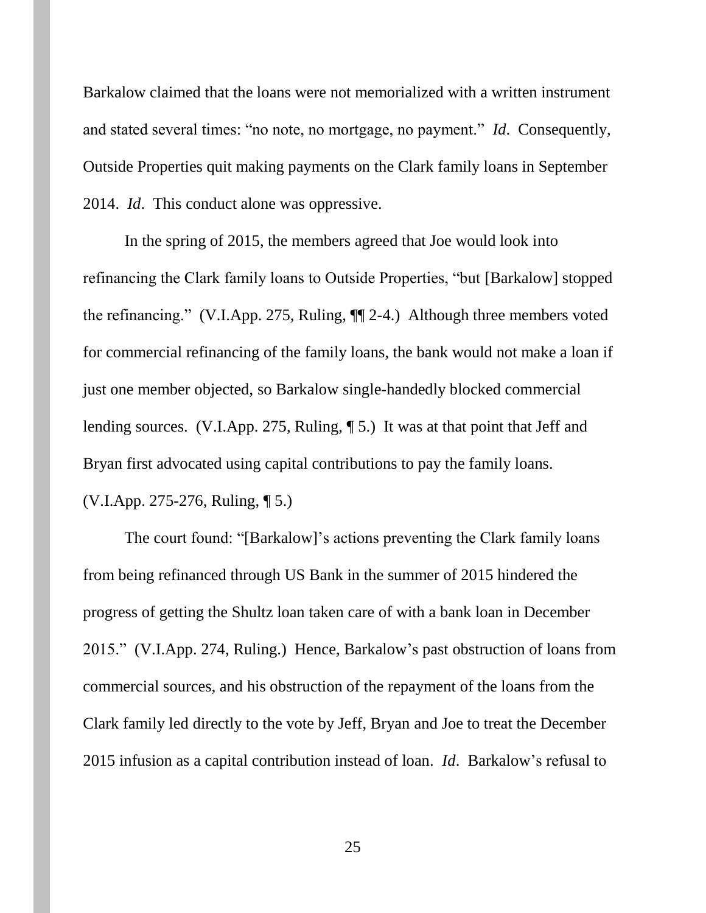Barkalow claimed that the loans were not memorialized with a written instrument and stated several times: "no note, no mortgage, no payment." *Id*. Consequently, Outside Properties quit making payments on the Clark family loans in September 2014. *Id*. This conduct alone was oppressive.

In the spring of 2015, the members agreed that Joe would look into refinancing the Clark family loans to Outside Properties, "but [Barkalow] stopped the refinancing." (V.I.App. 275, Ruling, ¶¶ 2-4.) Although three members voted for commercial refinancing of the family loans, the bank would not make a loan if just one member objected, so Barkalow single-handedly blocked commercial lending sources. (V.I.App. 275, Ruling, ¶ 5.) It was at that point that Jeff and Bryan first advocated using capital contributions to pay the family loans. (V.I.App. 275-276, Ruling, ¶ 5.)

The court found: "[Barkalow]'s actions preventing the Clark family loans from being refinanced through US Bank in the summer of 2015 hindered the progress of getting the Shultz loan taken care of with a bank loan in December 2015." (V.I.App. 274, Ruling.) Hence, Barkalow's past obstruction of loans from commercial sources, and his obstruction of the repayment of the loans from the Clark family led directly to the vote by Jeff, Bryan and Joe to treat the December 2015 infusion as a capital contribution instead of loan. *Id*. Barkalow's refusal to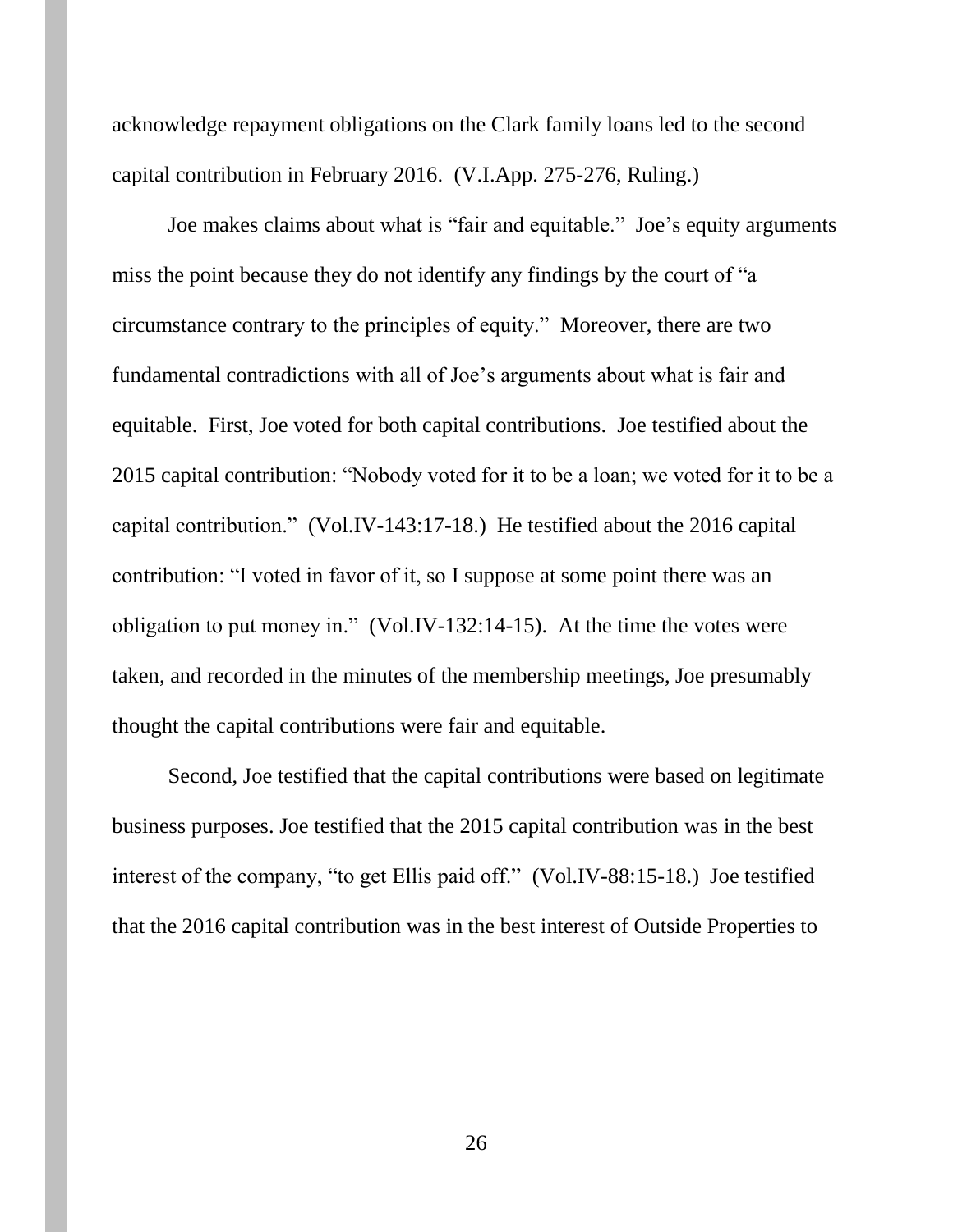acknowledge repayment obligations on the Clark family loans led to the second capital contribution in February 2016. (V.I.App. 275-276, Ruling.)

Joe makes claims about what is "fair and equitable." Joe's equity arguments miss the point because they do not identify any findings by the court of "a circumstance contrary to the principles of equity." Moreover, there are two fundamental contradictions with all of Joe's arguments about what is fair and equitable. First, Joe voted for both capital contributions. Joe testified about the 2015 capital contribution: "Nobody voted for it to be a loan; we voted for it to be a capital contribution." (Vol.IV-143:17-18.) He testified about the 2016 capital contribution: "I voted in favor of it, so I suppose at some point there was an obligation to put money in." (Vol.IV-132:14-15). At the time the votes were taken, and recorded in the minutes of the membership meetings, Joe presumably thought the capital contributions were fair and equitable.

Second, Joe testified that the capital contributions were based on legitimate business purposes. Joe testified that the 2015 capital contribution was in the best interest of the company, "to get Ellis paid off." (Vol.IV-88:15-18.) Joe testified that the 2016 capital contribution was in the best interest of Outside Properties to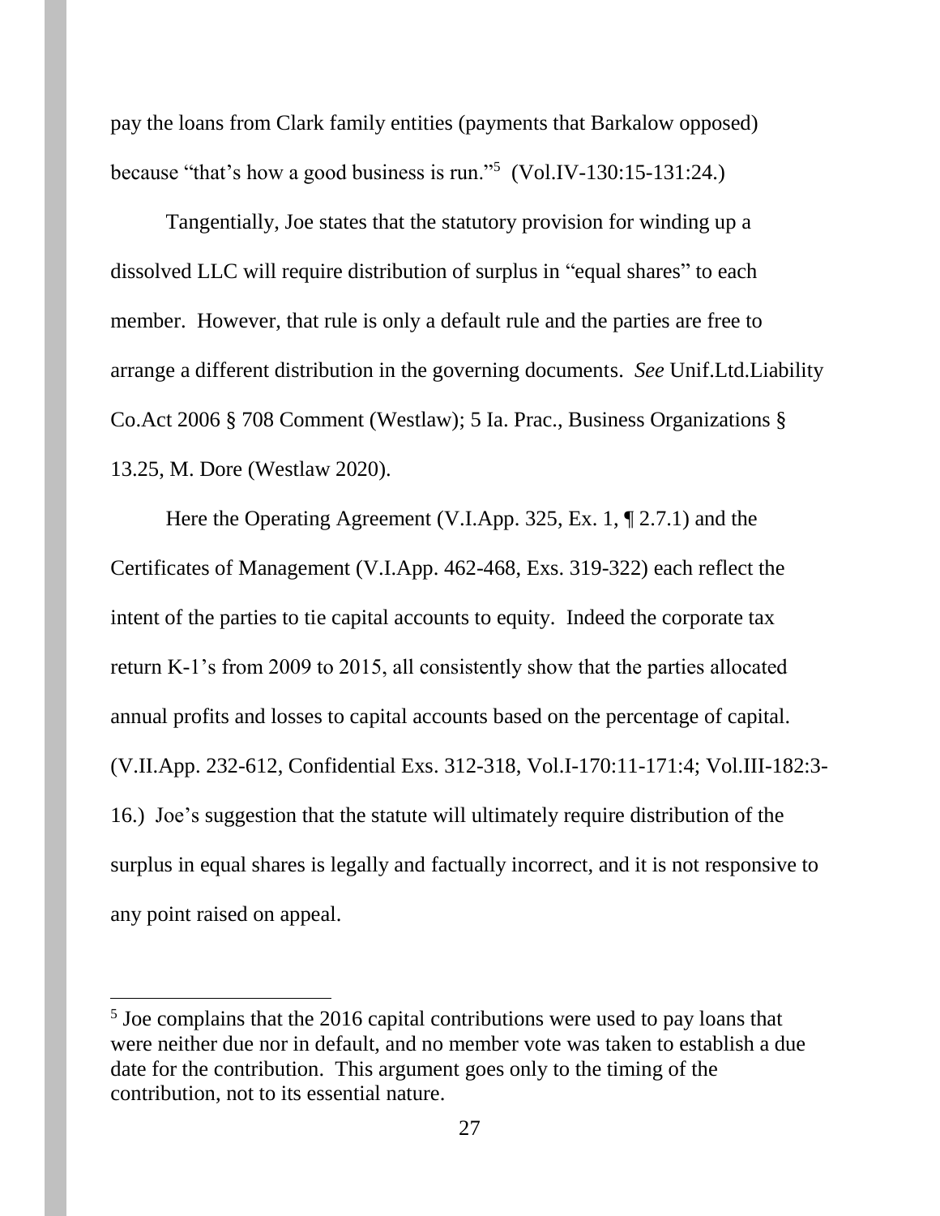pay the loans from Clark family entities (payments that Barkalow opposed) because "that's how a good business is run."[5] (Vol.IV-130:15-131:24.)

Tangentially, Joe states that the statutory provision for winding up a dissolved LLC will require distribution of surplus in "equal shares" to each member. However, that rule is only a default rule and the parties are free to arrange a different distribution in the governing documents. *See* Unif.Ltd.Liability Co.Act 2006 § 708 Comment (Westlaw); 5 Ia. Prac., Business Organizations § 13.25, M. Dore (Westlaw 2020).

Here the Operating Agreement (V.I.App. 325, Ex. 1, ¶ 2.7.1) and the Certificates of Management (V.I.App. 462-468, Exs. 319-322) each reflect the intent of the parties to tie capital accounts to equity. Indeed the corporate tax return K-1's from 2009 to 2015, all consistently show that the parties allocated annual profits and losses to capital accounts based on the percentage of capital. (V.II.App. 232-612, Confidential Exs. 312-318, Vol.I-170:11-171:4; Vol.III-182:3-16.) Joe's suggestion that the statute will ultimately require distribution of the surplus in equal shares is legally and factually incorrect, and it is not responsive to any point raised on appeal.

---

[5] Joe complains that the 2016 capital contributions were used to pay loans that were neither due nor in default, and no member vote was taken to establish a due date for the contribution. This argument goes only to the timing of the contribution, not to its essential nature.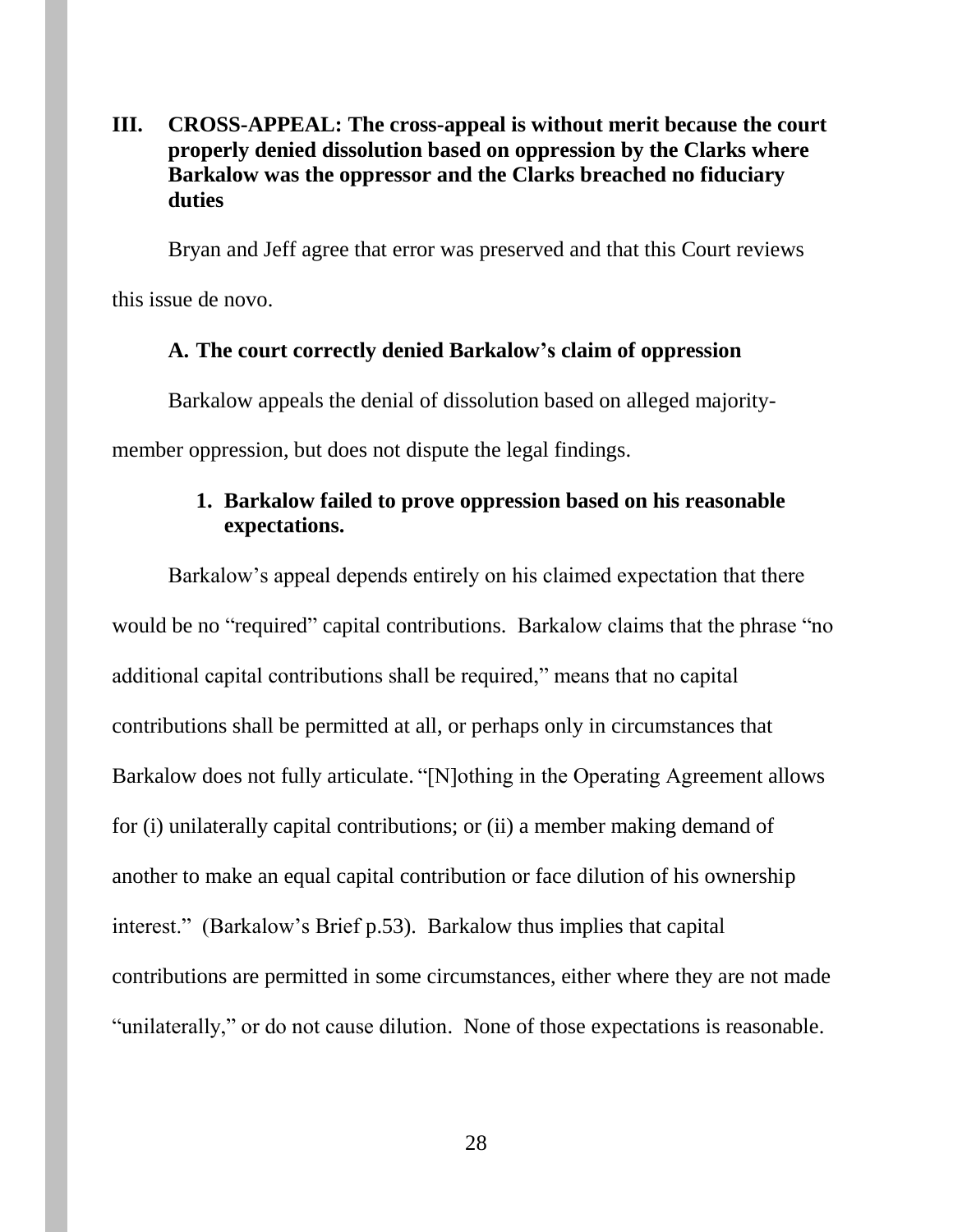## III. CROSS-APPEAL: The cross-appeal is without merit because the court properly denied dissolution based on oppression by the Clarks where Barkalow was the oppressor and the Clarks breached no fiduciary duties

Bryan and Jeff agree that error was preserved and that this Court reviews this issue de novo.

### A. The court correctly denied Barkalow's claim of oppression

Barkalow appeals the denial of dissolution based on alleged majority-member oppression, but does not dispute the legal findings.

#### 1. Barkalow failed to prove oppression based on his reasonable expectations.

Barkalow's appeal depends entirely on his claimed expectation that there would be no "required" capital contributions. Barkalow claims that the phrase "no additional capital contributions shall be required," means that no capital contributions shall be permitted at all, or perhaps only in circumstances that Barkalow does not fully articulate. "[N]othing in the Operating Agreement allows for (i) unilaterally capital contributions; or (ii) a member making demand of another to make an equal capital contribution or face dilution of his ownership interest." (Barkalow's Brief p.53). Barkalow thus implies that capital contributions are permitted in some circumstances, either where they are not made "unilaterally," or do not cause dilution. None of those expectations is reasonable.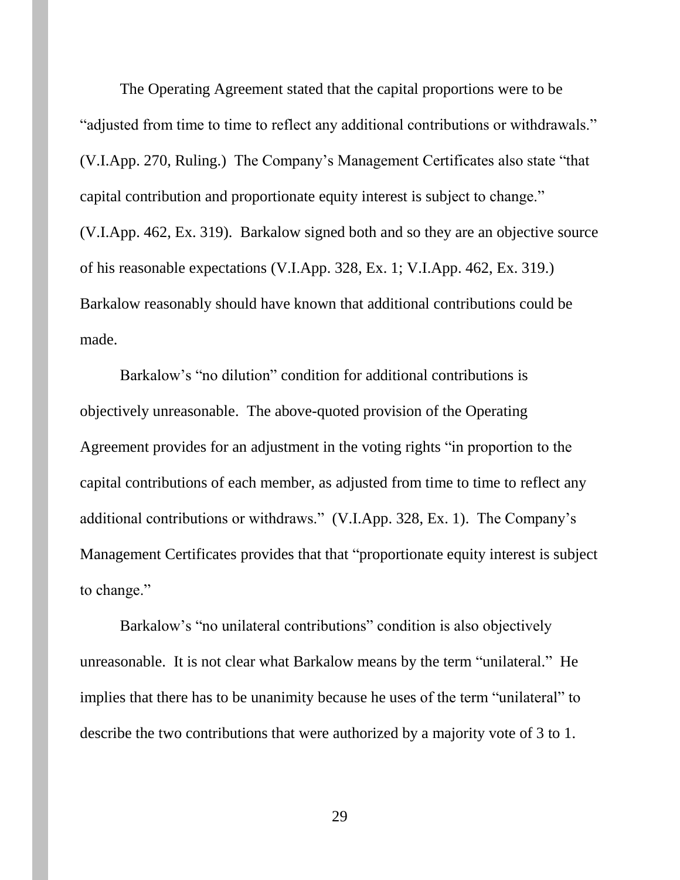The Operating Agreement stated that the capital proportions were to be "adjusted from time to time to reflect any additional contributions or withdrawals." (V.I.App. 270, Ruling.) The Company's Management Certificates also state "that capital contribution and proportionate equity interest is subject to change." (V.I.App. 462, Ex. 319). Barkalow signed both and so they are an objective source of his reasonable expectations (V.I.App. 328, Ex. 1; V.I.App. 462, Ex. 319.) Barkalow reasonably should have known that additional contributions could be made.

Barkalow's "no dilution" condition for additional contributions is objectively unreasonable. The above-quoted provision of the Operating Agreement provides for an adjustment in the voting rights "in proportion to the capital contributions of each member, as adjusted from time to time to reflect any additional contributions or withdraws." (V.I.App. 328, Ex. 1). The Company's Management Certificates provides that that "proportionate equity interest is subject to change."

Barkalow's "no unilateral contributions" condition is also objectively unreasonable. It is not clear what Barkalow means by the term "unilateral." He implies that there has to be unanimity because he uses of the term "unilateral" to describe the two contributions that were authorized by a majority vote of 3 to 1.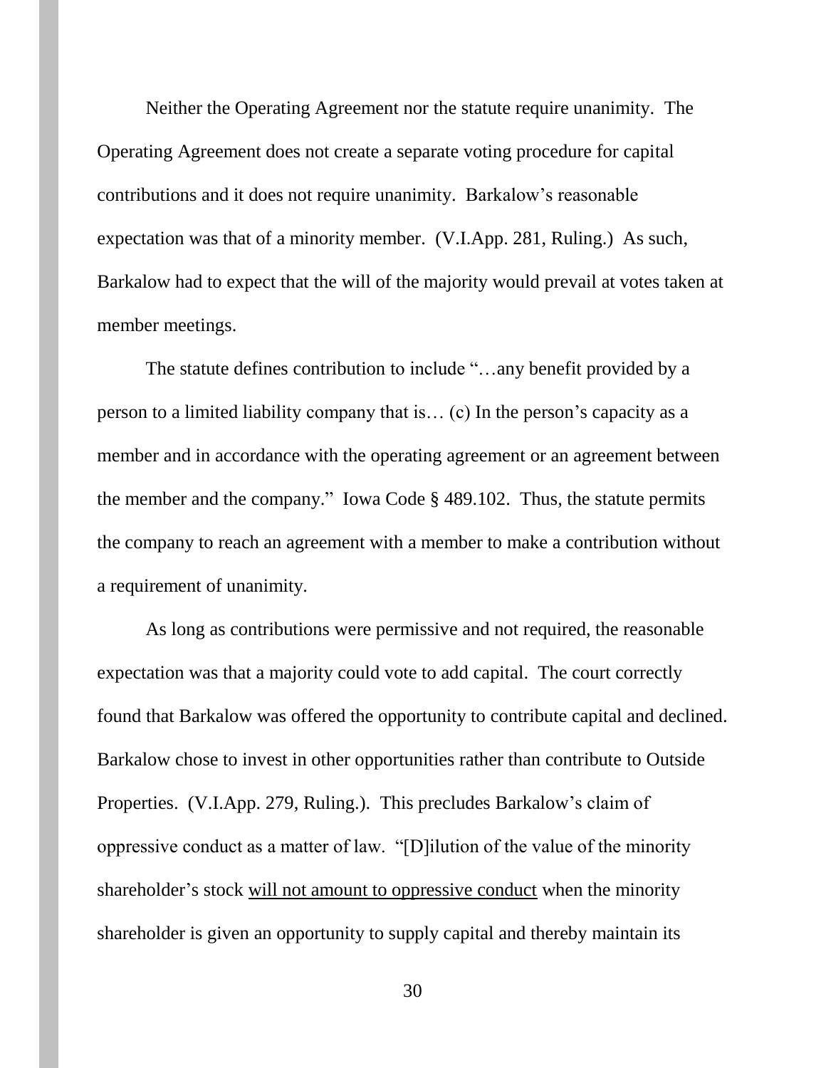Neither the Operating Agreement nor the statute require unanimity. The Operating Agreement does not create a separate voting procedure for capital contributions and it does not require unanimity. Barkalow's reasonable expectation was that of a minority member. (V.I.App. 281, Ruling.) As such, Barkalow had to expect that the will of the majority would prevail at votes taken at member meetings.

The statute defines contribution to include "…any benefit provided by a person to a limited liability company that is… (c) In the person's capacity as a member and in accordance with the operating agreement or an agreement between the member and the company." Iowa Code § 489.102. Thus, the statute permits the company to reach an agreement with a member to make a contribution without a requirement of unanimity.

As long as contributions were permissive and not required, the reasonable expectation was that a majority could vote to add capital. The court correctly found that Barkalow was offered the opportunity to contribute capital and declined. Barkalow chose to invest in other opportunities rather than contribute to Outside Properties. (V.I.App. 279, Ruling.). This precludes Barkalow's claim of oppressive conduct as a matter of law. "[D]ilution of the value of the minority shareholder's stock <u>will not amount to oppressive conduct</u> when the minority shareholder is given an opportunity to supply capital and thereby maintain its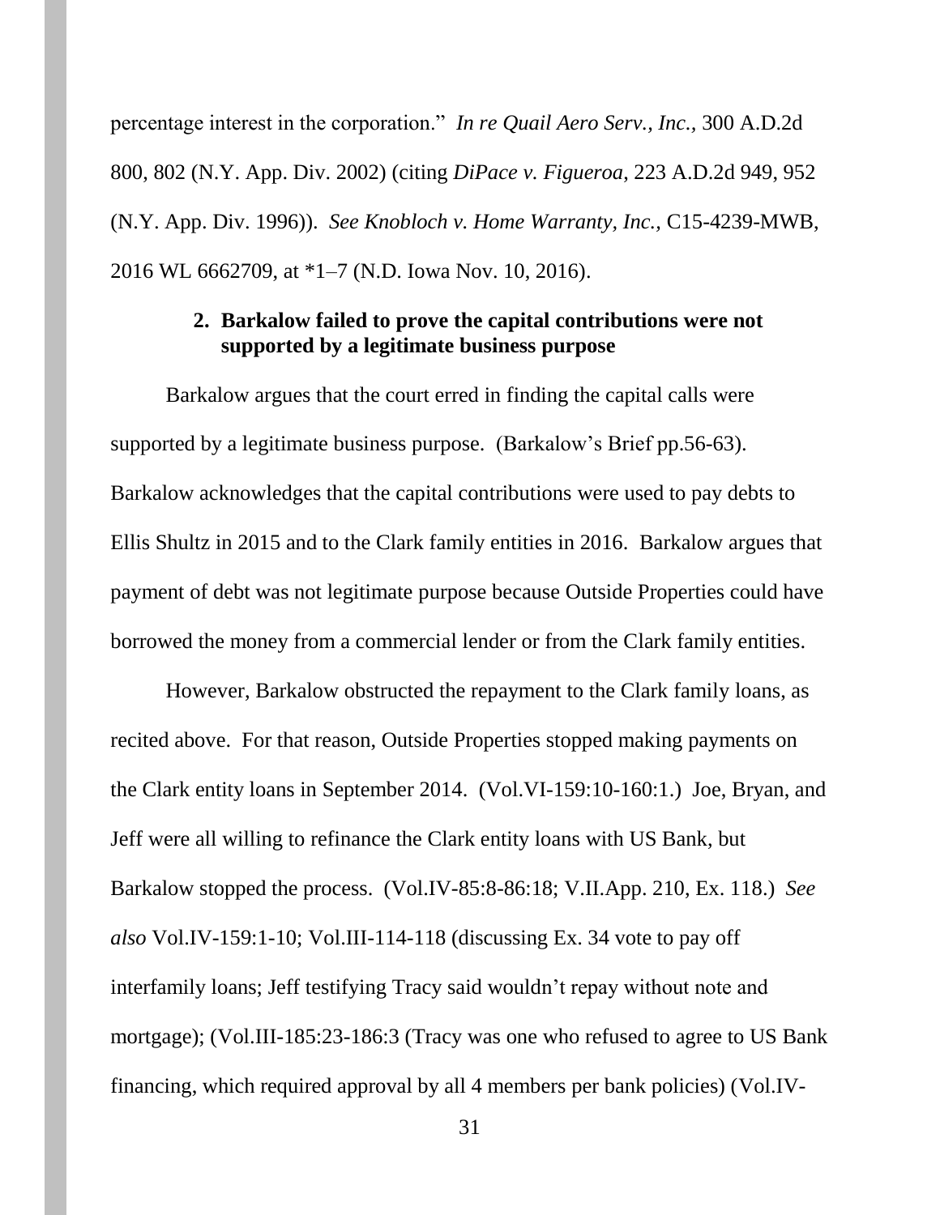percentage interest in the corporation." *In re Quail Aero Serv., Inc.*, 300 A.D.2d 800, 802 (N.Y. App. Div. 2002) (citing *DiPace v. Figueroa*, 223 A.D.2d 949, 952 (N.Y. App. Div. 1996)). *See Knobloch v. Home Warranty, Inc.*, C15-4239-MWB, 2016 WL 6662709, at *1–7 (N.D. Iowa Nov. 10, 2016).

### 2. Barkalow failed to prove the capital contributions were not supported by a legitimate business purpose

Barkalow argues that the court erred in finding the capital calls were supported by a legitimate business purpose. (Barkalow's Brief pp.56-63). Barkalow acknowledges that the capital contributions were used to pay debts to Ellis Shultz in 2015 and to the Clark family entities in 2016. Barkalow argues that payment of debt was not legitimate purpose because Outside Properties could have borrowed the money from a commercial lender or from the Clark family entities.

However, Barkalow obstructed the repayment to the Clark family loans, as recited above. For that reason, Outside Properties stopped making payments on the Clark entity loans in September 2014. (Vol.VI-159:10-160:1.) Joe, Bryan, and Jeff were all willing to refinance the Clark entity loans with US Bank, but Barkalow stopped the process. (Vol.IV-85:8-86:18; V.II.App. 210, Ex. 118.) *See also* Vol.IV-159:1-10; Vol.III-114-118 (discussing Ex. 34 vote to pay off interfamily loans; Jeff testifying Tracy said wouldn't repay without note and mortgage); (Vol.III-185:23-186:3 (Tracy was one who refused to agree to US Bank financing, which required approval by all 4 members per bank policies) (Vol.IV-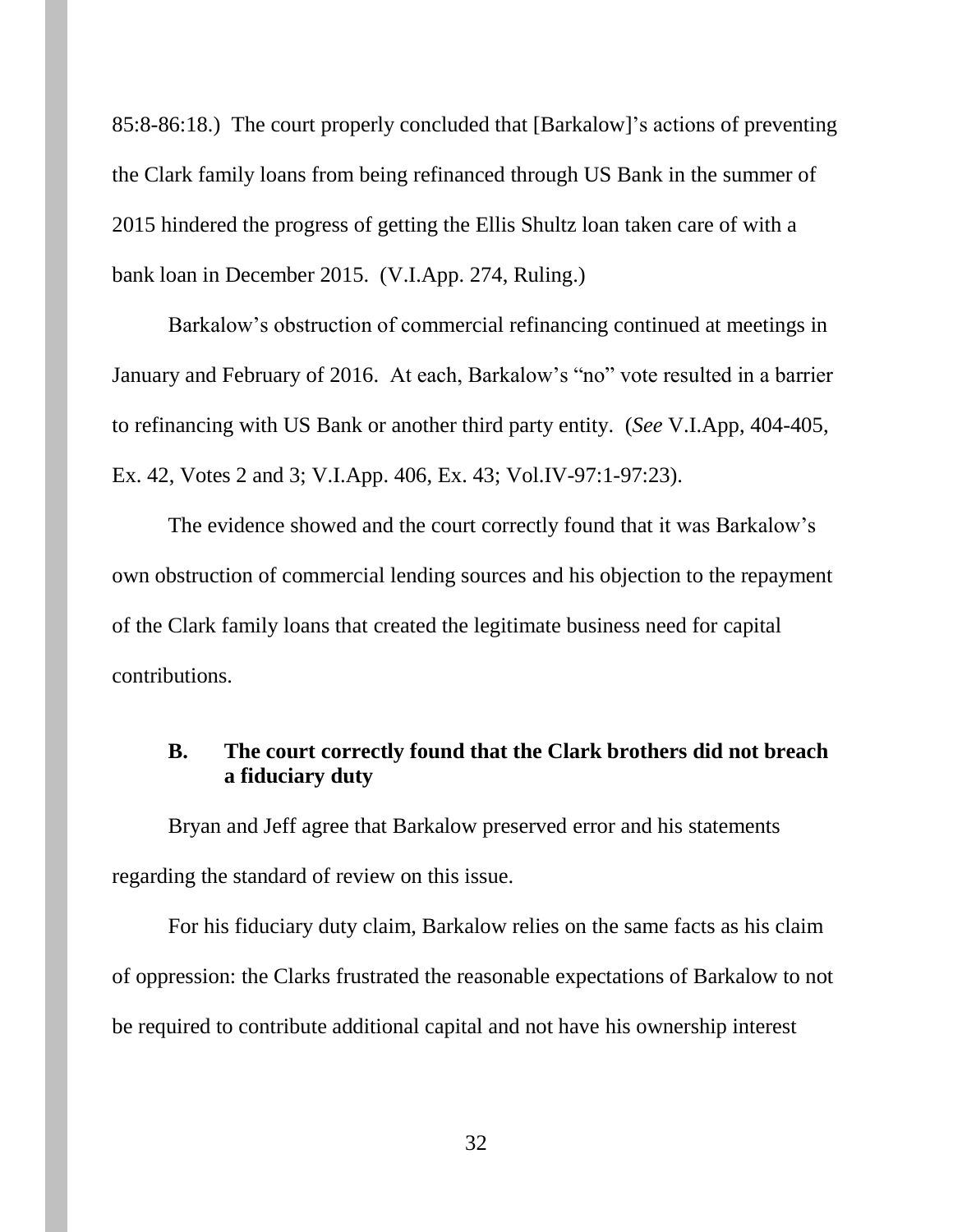85:8-86:18.) The court properly concluded that [Barkalow]'s actions of preventing the Clark family loans from being refinanced through US Bank in the summer of 2015 hindered the progress of getting the Ellis Shultz loan taken care of with a bank loan in December 2015. (V.I.App. 274, Ruling.)

Barkalow's obstruction of commercial refinancing continued at meetings in January and February of 2016. At each, Barkalow's "no" vote resulted in a barrier to refinancing with US Bank or another third party entity. (*See* V.I.App, 404-405, Ex. 42, Votes 2 and 3; V.I.App. 406, Ex. 43; Vol.IV-97:1-97:23).

The evidence showed and the court correctly found that it was Barkalow's own obstruction of commercial lending sources and his objection to the repayment of the Clark family loans that created the legitimate business need for capital contributions.

### B. The court correctly found that the Clark brothers did not breach a fiduciary duty

Bryan and Jeff agree that Barkalow preserved error and his statements regarding the standard of review on this issue.

For his fiduciary duty claim, Barkalow relies on the same facts as his claim of oppression: the Clarks frustrated the reasonable expectations of Barkalow to not be required to contribute additional capital and not have his ownership interest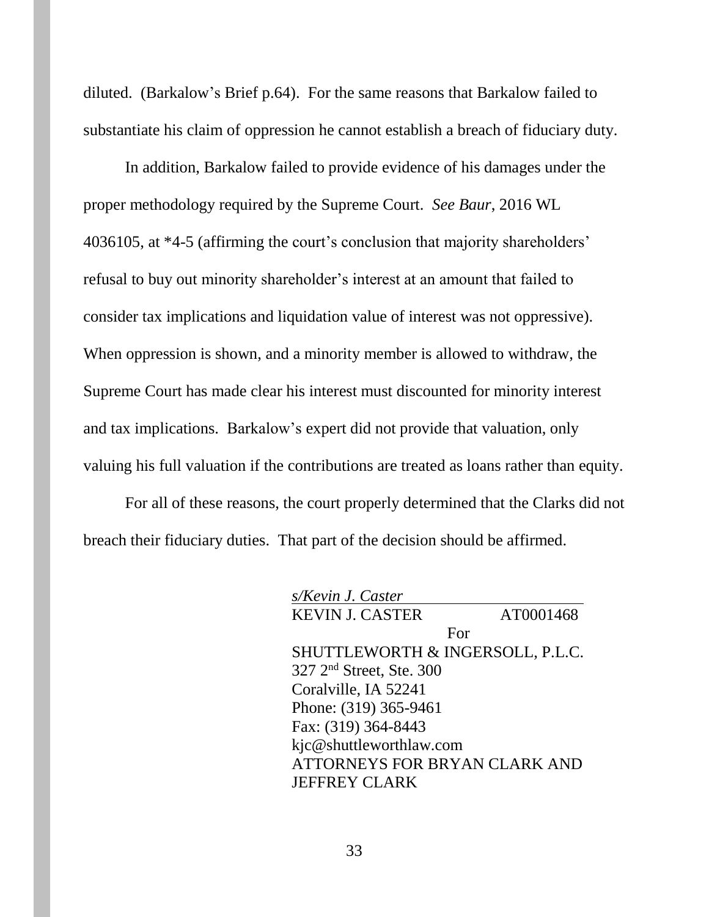diluted. (Barkalow's Brief p.64). For the same reasons that Barkalow failed to substantiate his claim of oppression he cannot establish a breach of fiduciary duty.

In addition, Barkalow failed to provide evidence of his damages under the proper methodology required by the Supreme Court. *See Baur*, 2016 WL 4036105, at *4-5 (affirming the court's conclusion that majority shareholders' refusal to buy out minority shareholder's interest at an amount that failed to consider tax implications and liquidation value of interest was not oppressive). When oppression is shown, and a minority member is allowed to withdraw, the Supreme Court has made clear his interest must discounted for minority interest and tax implications. Barkalow's expert did not provide that valuation, only valuing his full valuation if the contributions are treated as loans rather than equity.

For all of these reasons, the court properly determined that the Clarks did not breach their fiduciary duties. That part of the decision should be affirmed.

*s/Kevin J. Caster*
KEVIN J. CASTER AT0001468
For
SHUTTLEWORTH & INGERSOLL, P.L.C.
327 2nd Street, Ste. 300
Coralville, IA 52241
Phone: (319) 365-9461
Fax: (319) 364-8443
kjc@shuttleworthlaw.com
ATTORNEYS FOR BRYAN CLARK AND JEFFREY CLARK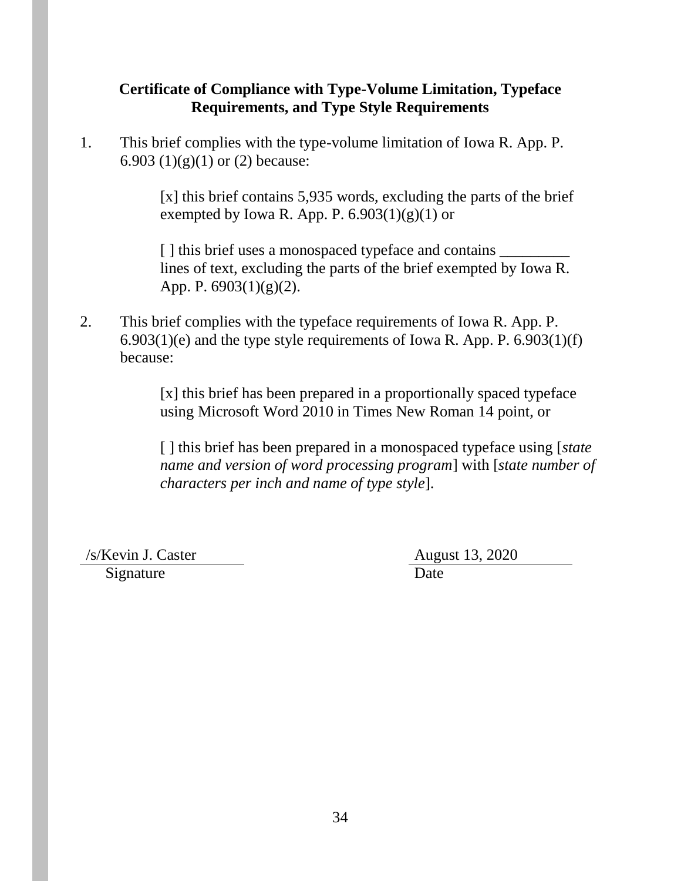**Certificate of Compliance with Type-Volume Limitation, Typeface Requirements, and Type Style Requirements**

1. This brief complies with the type-volume limitation of Iowa R. App. P. 6.903 (1)(g)(1) or (2) because:

   [x] this brief contains 5,935 words, excluding the parts of the brief exempted by Iowa R. App. P. 6.903(1)(g)(1) or

   [ ] this brief uses a monospaced typeface and contains _________ lines of text, excluding the parts of the brief exempted by Iowa R. App. P. 6903(1)(g)(2).

2. This brief complies with the typeface requirements of Iowa R. App. P. 6.903(1)(e) and the type style requirements of Iowa R. App. P. 6.903(1)(f) because:

   [x] this brief has been prepared in a proportionally spaced typeface using Microsoft Word 2010 in Times New Roman 14 point, or

   [ ] this brief has been prepared in a monospaced typeface using [*state name and version of word processing program*] with [*state number of characters per inch and name of type style*].

/s/Kevin J. Caster
Signature

August 13, 2020
Date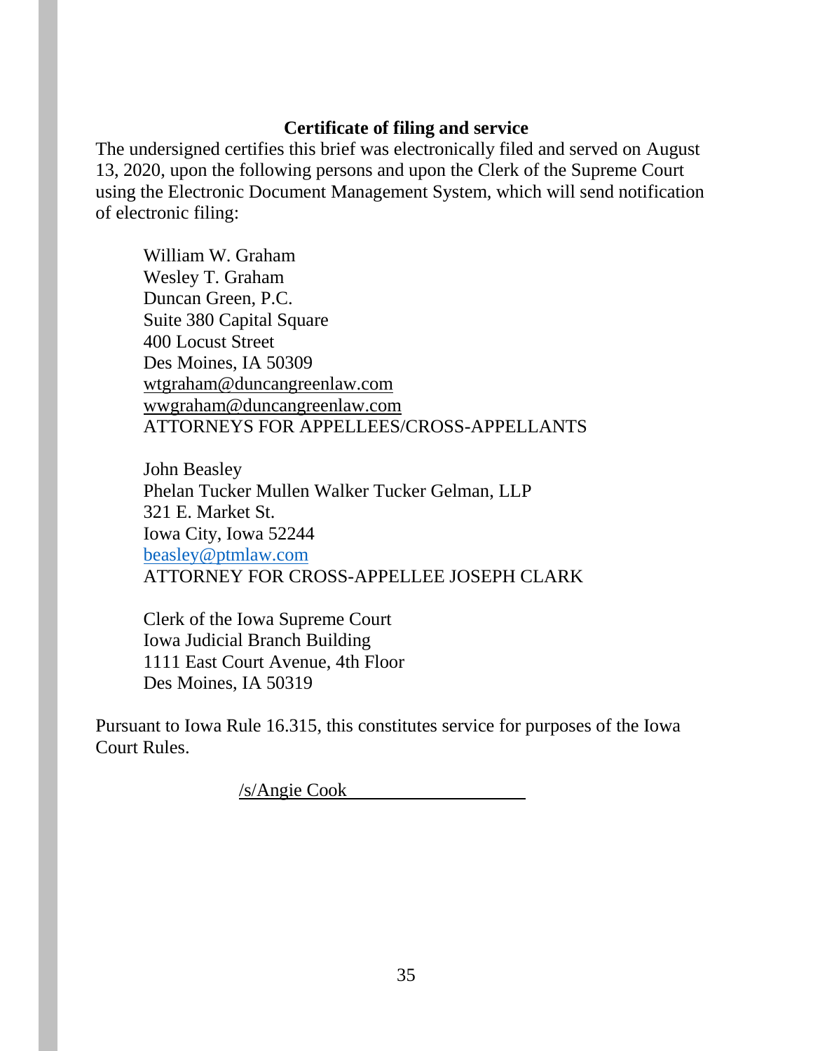**Certificate of filing and service**

The undersigned certifies this brief was electronically filed and served on August 13, 2020, upon the following persons and upon the Clerk of the Supreme Court using the Electronic Document Management System, which will send notification of electronic filing:

William W. Graham
Wesley T. Graham
Duncan Green, P.C.
Suite 380 Capital Square
400 Locust Street
Des Moines, IA 50309
wtgraham@duncangreenlaw.com
wwgraham@duncangreenlaw.com
ATTORNEYS FOR APPELLEES/CROSS-APPELLANTS

John Beasley
Phelan Tucker Mullen Walker Tucker Gelman, LLP
321 E. Market St.
Iowa City, Iowa 52244
beasley@ptmlaw.com
ATTORNEY FOR CROSS-APPELLEE JOSEPH CLARK

Clerk of the Iowa Supreme Court
Iowa Judicial Branch Building
1111 East Court Avenue, 4th Floor
Des Moines, IA 50319

Pursuant to Iowa Rule 16.315, this constitutes service for purposes of the Iowa Court Rules.

/s/Angie Cook